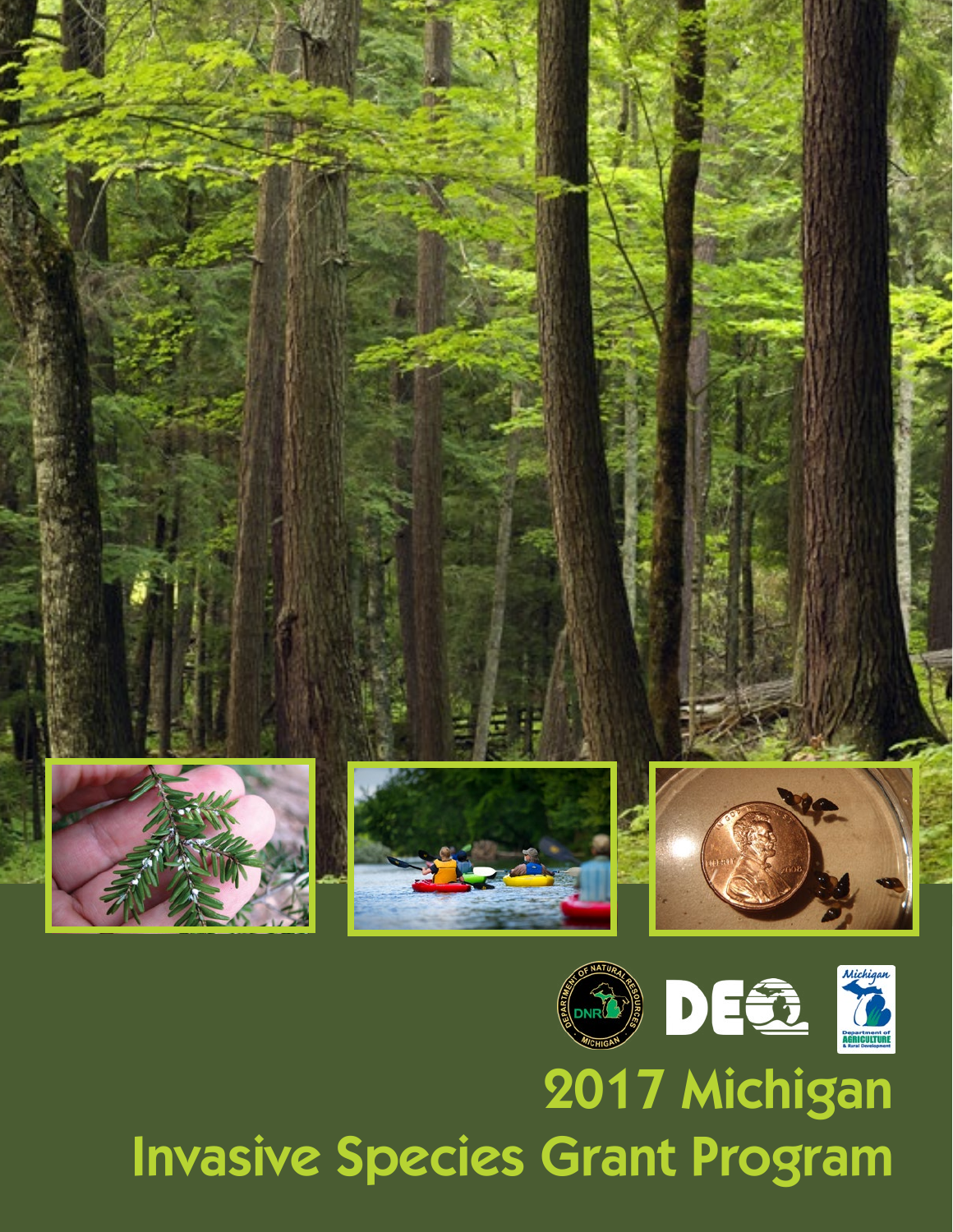# 2017 Michigan Invasive Species Grant Program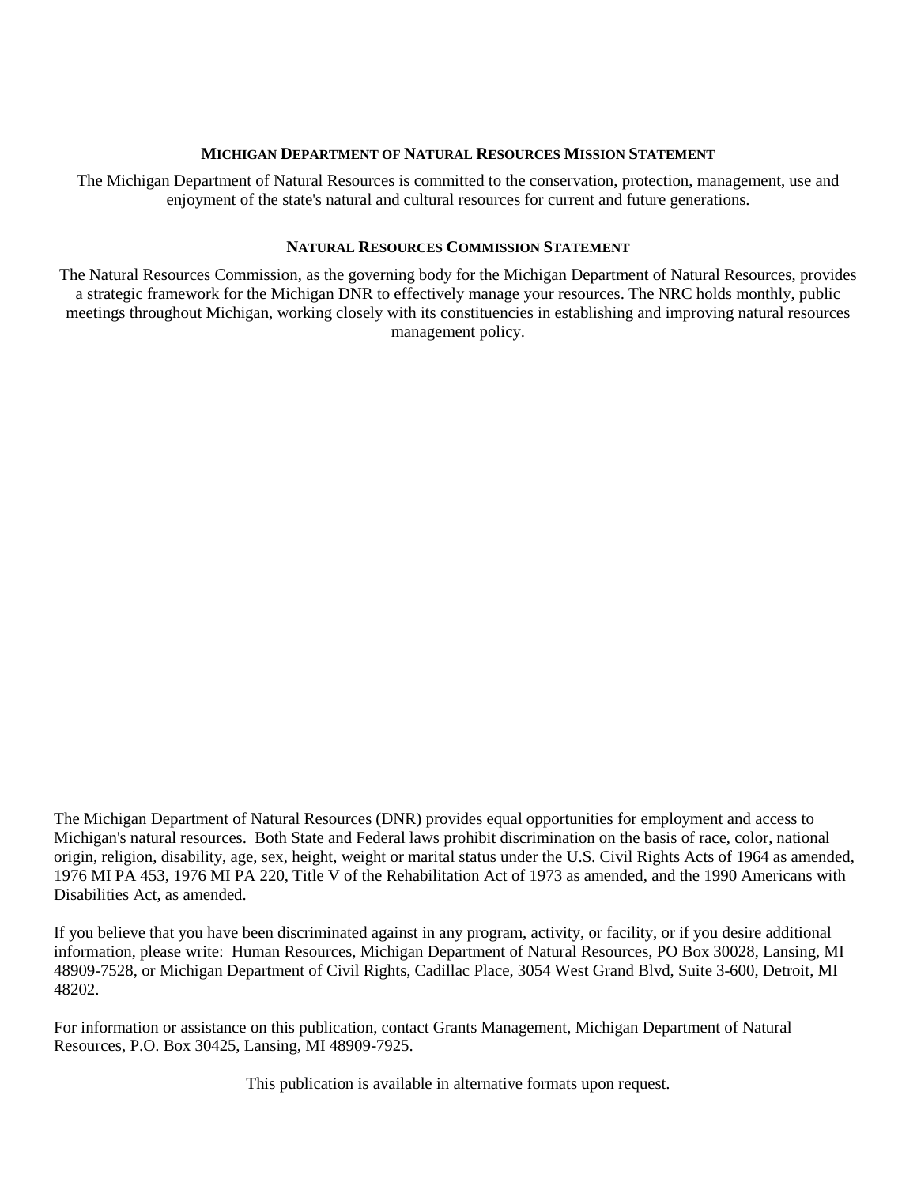#### MICHIGAN DEPARTMENT OF NATURAL RESOURCES MISSION STATEMENT

The Michigan Department of Natural Resources is committed to the conservation, protection, management, use and enjoyment of the state's natural and cultural resources for current and future generations.

#### NATURAL RESOURCES COMMISSION STATEMENT

The Natural Resources Commission, as the governing body for the Michigan Department of Natural Resources, provides a strategic framework for the Michigan DNR to effectively manage your resources. The NRC holds monthly, public meetings throughout Michigan, working closely with its constituencies in establishing and improving natural resources management policy.

The Michigan Department of Natural Resources (DNR) provides equal opportunities for employment and access to Michigan's natural resources. Both State and Federal laws prohibit discrimination on the basis of race, color, national origin, religion, disability, age, sex, height, weight or marital status under the U.S. Civil Rights Acts of 1964 as amended, 1976 MI PA 453, 1976 MI PA 220, Title V of the Rehabilitation Act of 1973 as amended, and the 1990 Americans with Disabilities Act, as amended.

If you believe that you have been discriminated against in any program, activity, or facility, or if you desire additional information, please write: Human Resources, Michigan Department of Natural Resources, PO Box 30028, Lansing, MI 48909-7528, or Michigan Department of Civil Rights, Cadillac Place, 3054 West Grand Blvd, Suite 3-600, Detroit, MI 48202.

For information or assistance on this publication, contact Grants Management, Michigan Department of Natural Resources, P.O. Box 30425, Lansing, MI 48909-7925.

This publication is available in alternative formats upon request.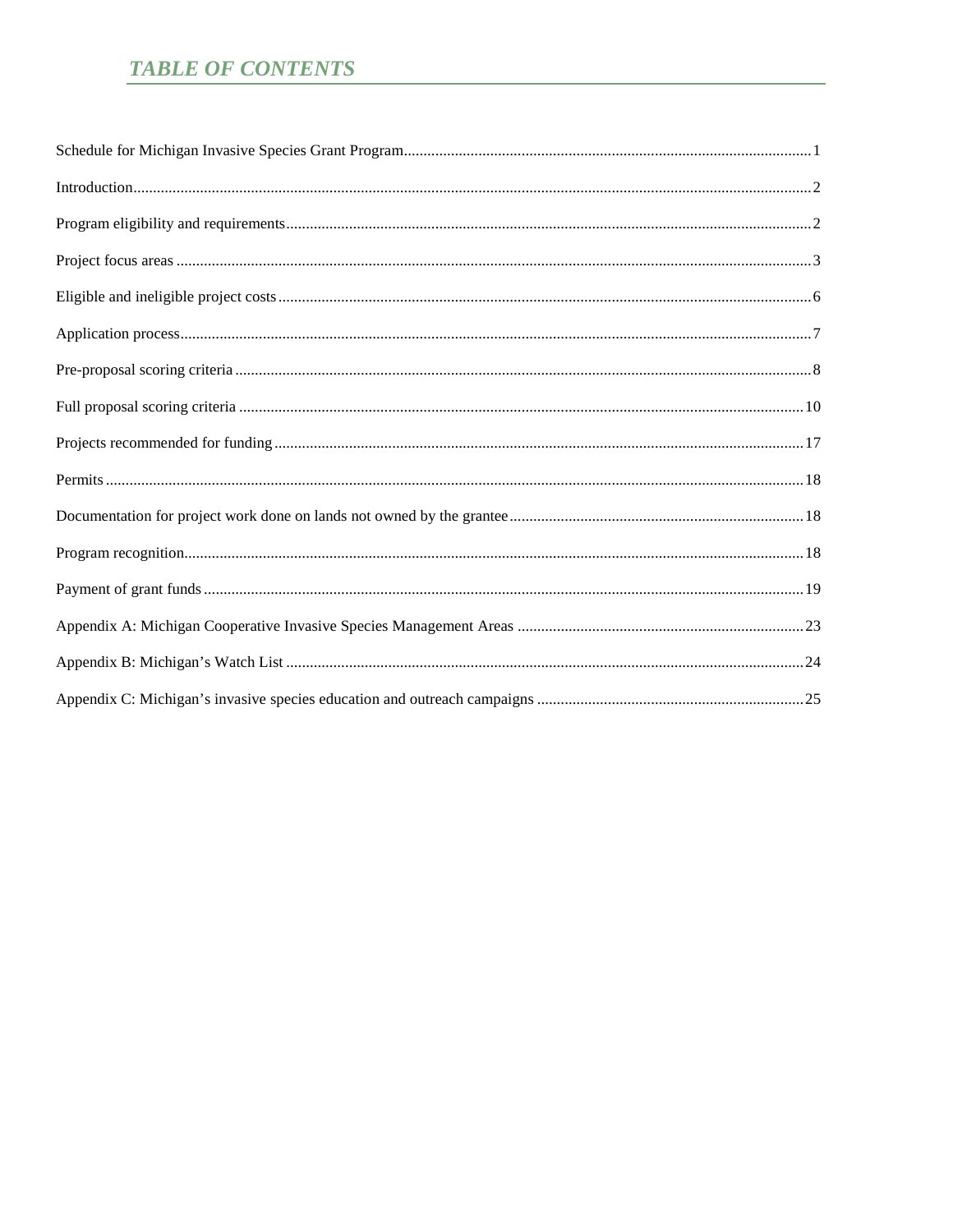# *TABLE OF CONTENTS*

Schedule for Michigan Invasive Species Grant Program....1

Introduction....2

Program eligibility and requirements....2

Project focus areas....3

Eligible and ineligible project costs....6

Application process....7

Pre-proposal scoring criteria....8

Full proposal scoring criteria....10

Projects recommended for funding....17

Permits....18

Documentation for project work done on lands not owned by the grantee....18

Program recognition....18

Payment of grant funds....19

Appendix A: Michigan Cooperative Invasive Species Management Areas....23

Appendix B: Michigan's Watch List....24

Appendix C: Michigan's invasive species education and outreach campaigns....25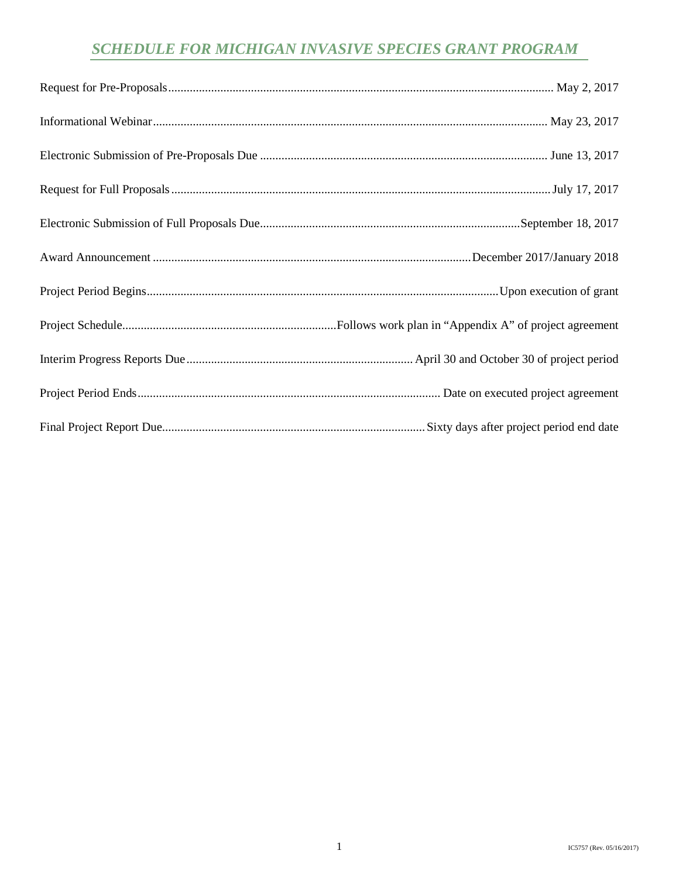## *SCHEDULE FOR MICHIGAN INVASIVE SPECIES GRANT PROGRAM*

| | |
|---|---|
| Request for Pre-Proposals | May 2, 2017 |
| Informational Webinar | May 23, 2017 |
| Electronic Submission of Pre-Proposals Due | June 13, 2017 |
| Request for Full Proposals | July 17, 2017 |
| Electronic Submission of Full Proposals Due | September 18, 2017 |
| Award Announcement | December 2017/January 2018 |
| Project Period Begins | Upon execution of grant |
| Project Schedule | Follows work plan in "Appendix A" of project agreement |
| Interim Progress Reports Due | April 30 and October 30 of project period |
| Project Period Ends | Date on executed project agreement |
| Final Project Report Due | Sixty days after project period end date |

IC5757 (Rev. 05/16/2017)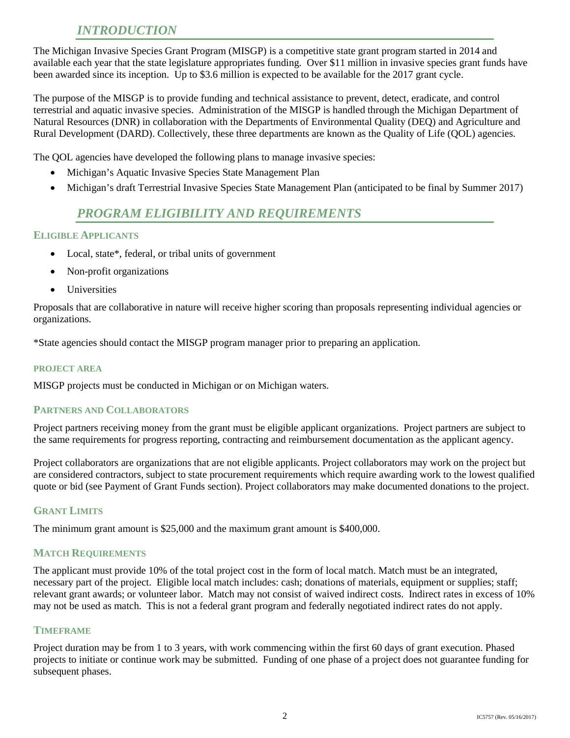## *INTRODUCTION*

The Michigan Invasive Species Grant Program (MISGP) is a competitive state grant program started in 2014 and available each year that the state legislature appropriates funding. Over $11 million in invasive species grant funds have been awarded since its inception. Up to $3.6 million is expected to be available for the 2017 grant cycle.

The purpose of the MISGP is to provide funding and technical assistance to prevent, detect, eradicate, and control terrestrial and aquatic invasive species. Administration of the MISGP is handled through the Michigan Department of Natural Resources (DNR) in collaboration with the Departments of Environmental Quality (DEQ) and Agriculture and Rural Development (DARD). Collectively, these three departments are known as the Quality of Life (QOL) agencies.

The QOL agencies have developed the following plans to manage invasive species:

- Michigan's Aquatic Invasive Species State Management Plan
- Michigan's draft Terrestrial Invasive Species State Management Plan (anticipated to be final by Summer 2017)

## *PROGRAM ELIGIBILITY AND REQUIREMENTS*

### ELIGIBLE APPLICANTS

- Local, state*, federal, or tribal units of government
- Non-profit organizations
- Universities

Proposals that are collaborative in nature will receive higher scoring than proposals representing individual agencies or organizations.

*State agencies should contact the MISGP program manager prior to preparing an application.

#### PROJECT AREA

MISGP projects must be conducted in Michigan or on Michigan waters.

### PARTNERS AND COLLABORATORS

Project partners receiving money from the grant must be eligible applicant organizations. Project partners are subject to the same requirements for progress reporting, contracting and reimbursement documentation as the applicant agency.

Project collaborators are organizations that are not eligible applicants. Project collaborators may work on the project but are considered contractors, subject to state procurement requirements which require awarding work to the lowest qualified quote or bid (see Payment of Grant Funds section). Project collaborators may make documented donations to the project.

### GRANT LIMITS

The minimum grant amount is $25,000 and the maximum grant amount is $400,000.

### MATCH REQUIREMENTS

The applicant must provide 10% of the total project cost in the form of local match. Match must be an integrated, necessary part of the project. Eligible local match includes: cash; donations of materials, equipment or supplies; staff; relevant grant awards; or volunteer labor. Match may not consist of waived indirect costs. Indirect rates in excess of 10% may not be used as match. This is not a federal grant program and federally negotiated indirect rates do not apply.

### TIMEFRAME

Project duration may be from 1 to 3 years, with work commencing within the first 60 days of grant execution. Phased projects to initiate or continue work may be submitted. Funding of one phase of a project does not guarantee funding for subsequent phases.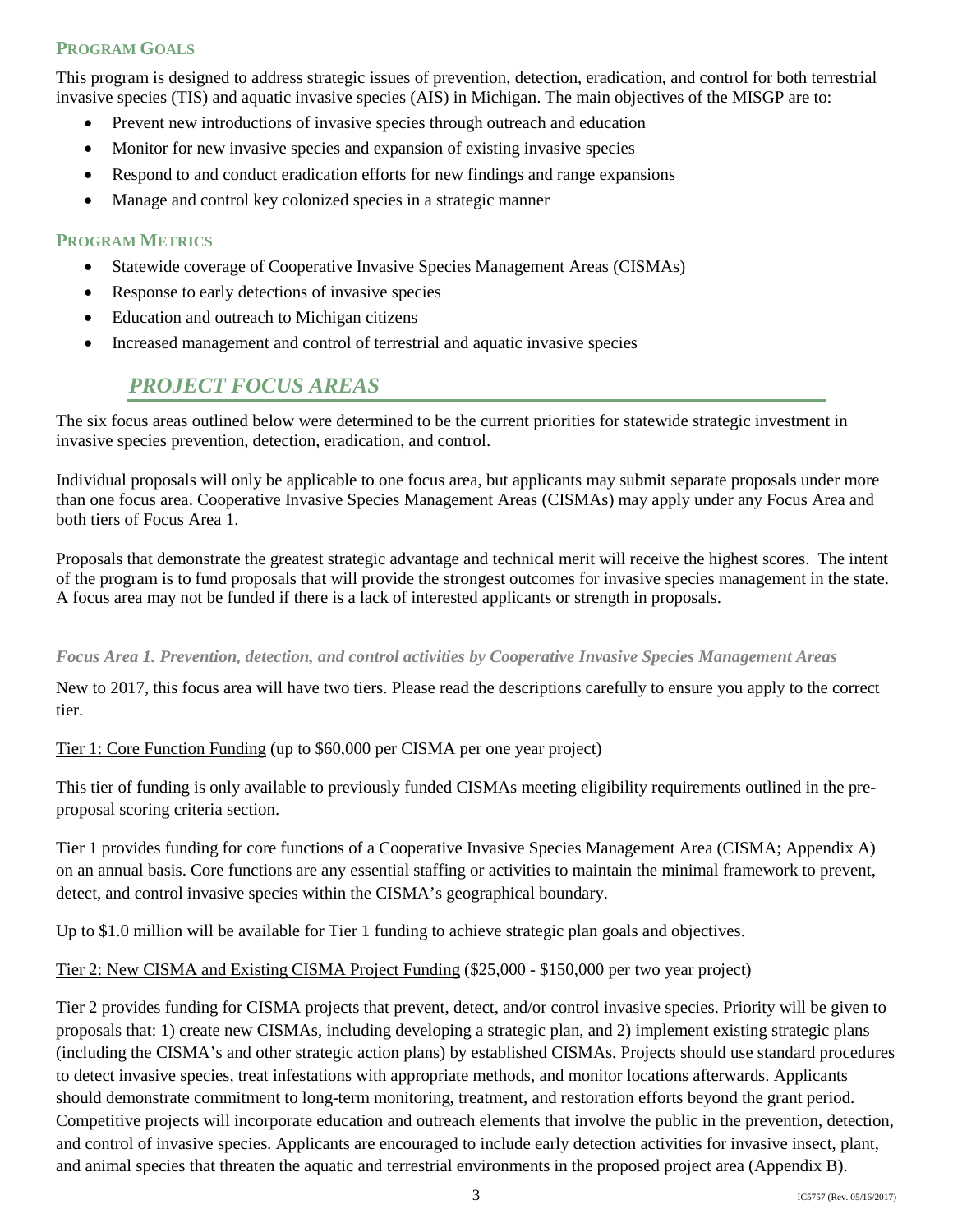## Program Goals

This program is designed to address strategic issues of prevention, detection, eradication, and control for both terrestrial invasive species (TIS) and aquatic invasive species (AIS) in Michigan. The main objectives of the MISGP are to:

- Prevent new introductions of invasive species through outreach and education
- Monitor for new invasive species and expansion of existing invasive species
- Respond to and conduct eradication efforts for new findings and range expansions
- Manage and control key colonized species in a strategic manner

## Program Metrics

- Statewide coverage of Cooperative Invasive Species Management Areas (CISMAs)
- Response to early detections of invasive species
- Education and outreach to Michigan citizens
- Increased management and control of terrestrial and aquatic invasive species

# *PROJECT FOCUS AREAS*

The six focus areas outlined below were determined to be the current priorities for statewide strategic investment in invasive species prevention, detection, eradication, and control.

Individual proposals will only be applicable to one focus area, but applicants may submit separate proposals under more than one focus area. Cooperative Invasive Species Management Areas (CISMAs) may apply under any Focus Area and both tiers of Focus Area 1.

Proposals that demonstrate the greatest strategic advantage and technical merit will receive the highest scores. The intent of the program is to fund proposals that will provide the strongest outcomes for invasive species management in the state. A focus area may not be funded if there is a lack of interested applicants or strength in proposals.

### *Focus Area 1. Prevention, detection, and control activities by Cooperative Invasive Species Management Areas*

New to 2017, this focus area will have two tiers. Please read the descriptions carefully to ensure you apply to the correct tier.

<u>Tier 1: Core Function Funding</u> (up to $60,000 per CISMA per one year project)

This tier of funding is only available to previously funded CISMAs meeting eligibility requirements outlined in the pre-proposal scoring criteria section.

Tier 1 provides funding for core functions of a Cooperative Invasive Species Management Area (CISMA; Appendix A) on an annual basis. Core functions are any essential staffing or activities to maintain the minimal framework to prevent, detect, and control invasive species within the CISMA's geographical boundary.

Up to $1.0 million will be available for Tier 1 funding to achieve strategic plan goals and objectives.

<u>Tier 2: New CISMA and Existing CISMA Project Funding</u> ($25,000 - $150,000 per two year project)

Tier 2 provides funding for CISMA projects that prevent, detect, and/or control invasive species. Priority will be given to proposals that: 1) create new CISMAs, including developing a strategic plan, and 2) implement existing strategic plans (including the CISMA's and other strategic action plans) by established CISMAs. Projects should use standard procedures to detect invasive species, treat infestations with appropriate methods, and monitor locations afterwards. Applicants should demonstrate commitment to long-term monitoring, treatment, and restoration efforts beyond the grant period. Competitive projects will incorporate education and outreach elements that involve the public in the prevention, detection, and control of invasive species. Applicants are encouraged to include early detection activities for invasive insect, plant, and animal species that threaten the aquatic and terrestrial environments in the proposed project area (Appendix B).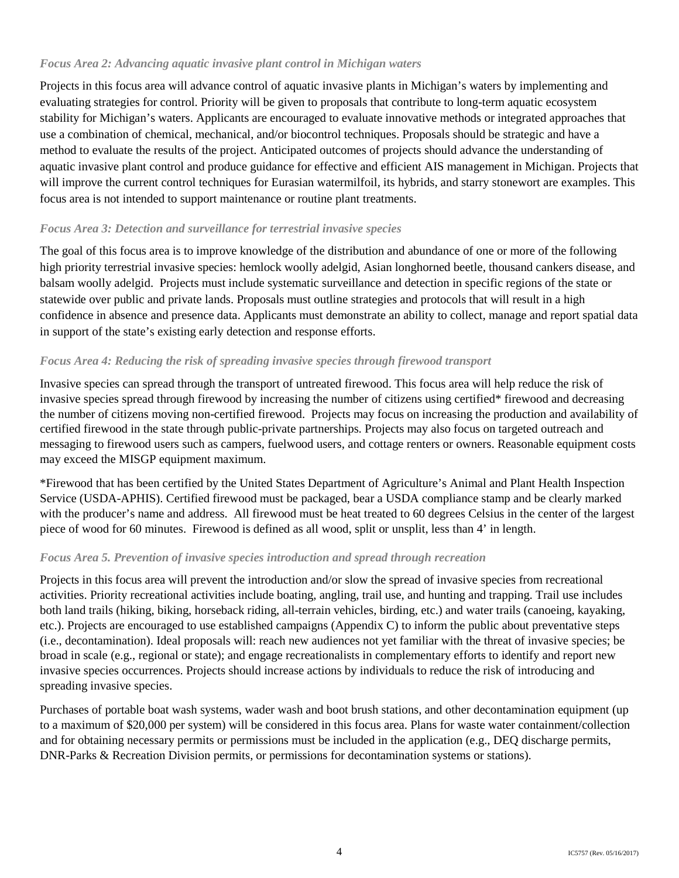### *Focus Area 2: Advancing aquatic invasive plant control in Michigan waters*

Projects in this focus area will advance control of aquatic invasive plants in Michigan's waters by implementing and evaluating strategies for control. Priority will be given to proposals that contribute to long-term aquatic ecosystem stability for Michigan's waters. Applicants are encouraged to evaluate innovative methods or integrated approaches that use a combination of chemical, mechanical, and/or biocontrol techniques. Proposals should be strategic and have a method to evaluate the results of the project. Anticipated outcomes of projects should advance the understanding of aquatic invasive plant control and produce guidance for effective and efficient AIS management in Michigan. Projects that will improve the current control techniques for Eurasian watermilfoil, its hybrids, and starry stonewort are examples. This focus area is not intended to support maintenance or routine plant treatments.

### *Focus Area 3: Detection and surveillance for terrestrial invasive species*

The goal of this focus area is to improve knowledge of the distribution and abundance of one or more of the following high priority terrestrial invasive species: hemlock woolly adelgid, Asian longhorned beetle, thousand cankers disease, and balsam woolly adelgid. Projects must include systematic surveillance and detection in specific regions of the state or statewide over public and private lands. Proposals must outline strategies and protocols that will result in a high confidence in absence and presence data. Applicants must demonstrate an ability to collect, manage and report spatial data in support of the state's existing early detection and response efforts.

### *Focus Area 4: Reducing the risk of spreading invasive species through firewood transport*

Invasive species can spread through the transport of untreated firewood. This focus area will help reduce the risk of invasive species spread through firewood by increasing the number of citizens using certified* firewood and decreasing the number of citizens moving non-certified firewood. Projects may focus on increasing the production and availability of certified firewood in the state through public-private partnerships. Projects may also focus on targeted outreach and messaging to firewood users such as campers, fuelwood users, and cottage renters or owners. Reasonable equipment costs may exceed the MISGP equipment maximum.

*Firewood that has been certified by the United States Department of Agriculture's Animal and Plant Health Inspection Service (USDA-APHIS). Certified firewood must be packaged, bear a USDA compliance stamp and be clearly marked with the producer's name and address. All firewood must be heat treated to 60 degrees Celsius in the center of the largest piece of wood for 60 minutes. Firewood is defined as all wood, split or unsplit, less than 4' in length.

### *Focus Area 5. Prevention of invasive species introduction and spread through recreation*

Projects in this focus area will prevent the introduction and/or slow the spread of invasive species from recreational activities. Priority recreational activities include boating, angling, trail use, and hunting and trapping. Trail use includes both land trails (hiking, biking, horseback riding, all-terrain vehicles, birding, etc.) and water trails (canoeing, kayaking, etc.). Projects are encouraged to use established campaigns (Appendix C) to inform the public about preventative steps (i.e., decontamination). Ideal proposals will: reach new audiences not yet familiar with the threat of invasive species; be broad in scale (e.g., regional or state); and engage recreationalists in complementary efforts to identify and report new invasive species occurrences. Projects should increase actions by individuals to reduce the risk of introducing and spreading invasive species.

Purchases of portable boat wash systems, wader wash and boot brush stations, and other decontamination equipment (up to a maximum of $20,000 per system) will be considered in this focus area. Plans for waste water containment/collection and for obtaining necessary permits or permissions must be included in the application (e.g., DEQ discharge permits, DNR-Parks & Recreation Division permits, or permissions for decontamination systems or stations).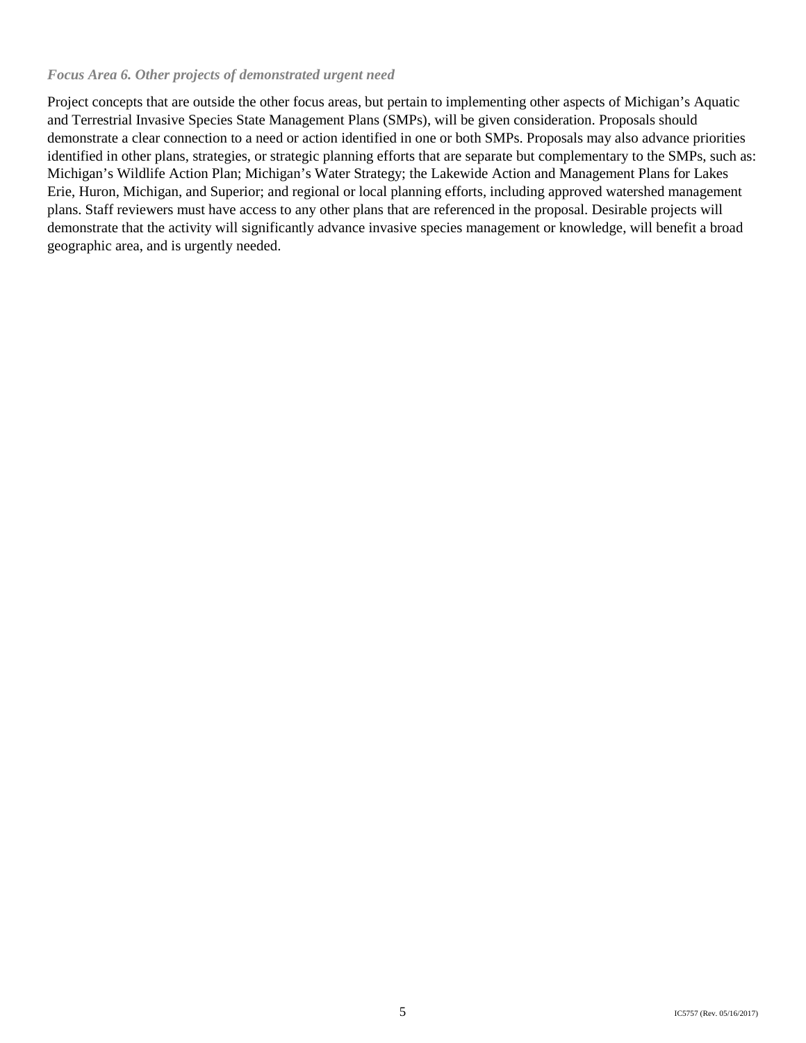### *Focus Area 6. Other projects of demonstrated urgent need*

Project concepts that are outside the other focus areas, but pertain to implementing other aspects of Michigan's Aquatic and Terrestrial Invasive Species State Management Plans (SMPs), will be given consideration. Proposals should demonstrate a clear connection to a need or action identified in one or both SMPs. Proposals may also advance priorities identified in other plans, strategies, or strategic planning efforts that are separate but complementary to the SMPs, such as: Michigan's Wildlife Action Plan; Michigan's Water Strategy; the Lakewide Action and Management Plans for Lakes Erie, Huron, Michigan, and Superior; and regional or local planning efforts, including approved watershed management plans. Staff reviewers must have access to any other plans that are referenced in the proposal. Desirable projects will demonstrate that the activity will significantly advance invasive species management or knowledge, will benefit a broad geographic area, and is urgently needed.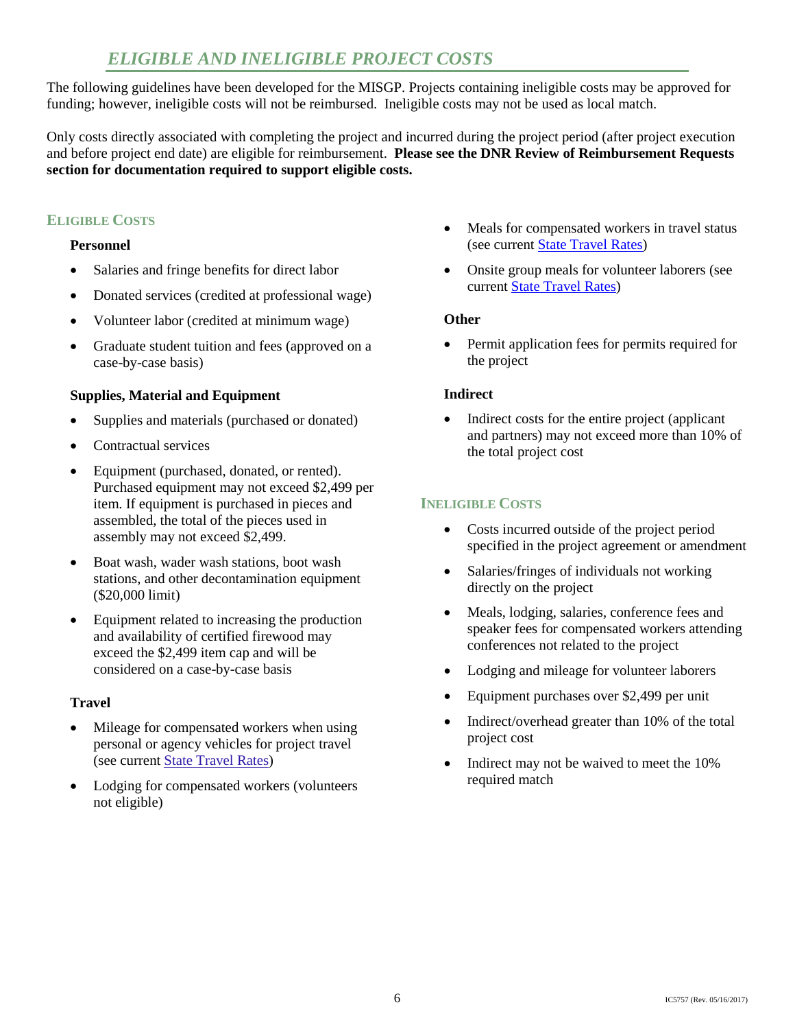## *ELIGIBLE AND INELIGIBLE PROJECT COSTS*

The following guidelines have been developed for the MISGP. Projects containing ineligible costs may be approved for funding; however, ineligible costs will not be reimbursed. Ineligible costs may not be used as local match.

Only costs directly associated with completing the project and incurred during the project period (after project execution and before project end date) are eligible for reimbursement. **Please see the DNR Review of Reimbursement Requests section for documentation required to support eligible costs.**

### ELIGIBLE COSTS

#### Personnel

- Salaries and fringe benefits for direct labor
- Donated services (credited at professional wage)
- Volunteer labor (credited at minimum wage)
- Graduate student tuition and fees (approved on a case-by-case basis)

#### Supplies, Material and Equipment

- Supplies and materials (purchased or donated)
- Contractual services
- Equipment (purchased, donated, or rented). Purchased equipment may not exceed $2,499 per item. If equipment is purchased in pieces and assembled, the total of the pieces used in assembly may not exceed $2,499.
- Boat wash, wader wash stations, boot wash stations, and other decontamination equipment ($20,000 limit)
- Equipment related to increasing the production and availability of certified firewood may exceed the $2,499 item cap and will be considered on a case-by-case basis

#### Travel

- Mileage for compensated workers when using personal or agency vehicles for project travel (see current State Travel Rates)
- Lodging for compensated workers (volunteers not eligible)
- Meals for compensated workers in travel status (see current State Travel Rates)
- Onsite group meals for volunteer laborers (see current State Travel Rates)

#### Other

- Permit application fees for permits required for the project

#### Indirect

- Indirect costs for the entire project (applicant and partners) may not exceed more than 10% of the total project cost

### INELIGIBLE COSTS

- Costs incurred outside of the project period specified in the project agreement or amendment
- Salaries/fringes of individuals not working directly on the project
- Meals, lodging, salaries, conference fees and speaker fees for compensated workers attending conferences not related to the project
- Lodging and mileage for volunteer laborers
- Equipment purchases over $2,499 per unit
- Indirect/overhead greater than 10% of the total project cost
- Indirect may not be waived to meet the 10% required match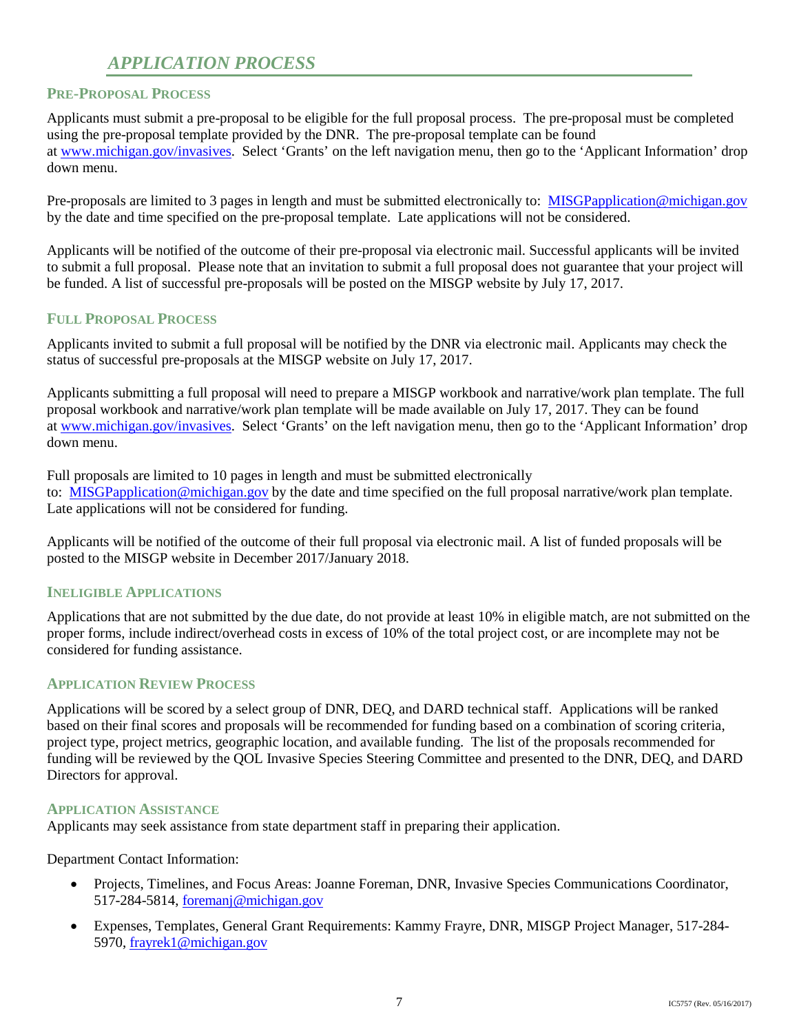## *APPLICATION PROCESS*

### PRE-PROPOSAL PROCESS

Applicants must submit a pre-proposal to be eligible for the full proposal process. The pre-proposal must be completed using the pre-proposal template provided by the DNR. The pre-proposal template can be found at www.michigan.gov/invasives. Select 'Grants' on the left navigation menu, then go to the 'Applicant Information' drop down menu.

Pre-proposals are limited to 3 pages in length and must be submitted electronically to: MISGPapplication@michigan.gov by the date and time specified on the pre-proposal template. Late applications will not be considered.

Applicants will be notified of the outcome of their pre-proposal via electronic mail. Successful applicants will be invited to submit a full proposal. Please note that an invitation to submit a full proposal does not guarantee that your project will be funded. A list of successful pre-proposals will be posted on the MISGP website by July 17, 2017.

### FULL PROPOSAL PROCESS

Applicants invited to submit a full proposal will be notified by the DNR via electronic mail. Applicants may check the status of successful pre-proposals at the MISGP website on July 17, 2017.

Applicants submitting a full proposal will need to prepare a MISGP workbook and narrative/work plan template. The full proposal workbook and narrative/work plan template will be made available on July 17, 2017. They can be found at www.michigan.gov/invasives. Select 'Grants' on the left navigation menu, then go to the 'Applicant Information' drop down menu.

Full proposals are limited to 10 pages in length and must be submitted electronically to: MISGPapplication@michigan.gov by the date and time specified on the full proposal narrative/work plan template. Late applications will not be considered for funding.

Applicants will be notified of the outcome of their full proposal via electronic mail. A list of funded proposals will be posted to the MISGP website in December 2017/January 2018.

### INELIGIBLE APPLICATIONS

Applications that are not submitted by the due date, do not provide at least 10% in eligible match, are not submitted on the proper forms, include indirect/overhead costs in excess of 10% of the total project cost, or are incomplete may not be considered for funding assistance.

### APPLICATION REVIEW PROCESS

Applications will be scored by a select group of DNR, DEQ, and DARD technical staff. Applications will be ranked based on their final scores and proposals will be recommended for funding based on a combination of scoring criteria, project type, project metrics, geographic location, and available funding. The list of the proposals recommended for funding will be reviewed by the QOL Invasive Species Steering Committee and presented to the DNR, DEQ, and DARD Directors for approval.

### APPLICATION ASSISTANCE

Applicants may seek assistance from state department staff in preparing their application.

Department Contact Information:

- Projects, Timelines, and Focus Areas: Joanne Foreman, DNR, Invasive Species Communications Coordinator, 517-284-5814, foremanj@michigan.gov
- Expenses, Templates, General Grant Requirements: Kammy Frayre, DNR, MISGP Project Manager, 517-284-5970, frayrek1@michigan.gov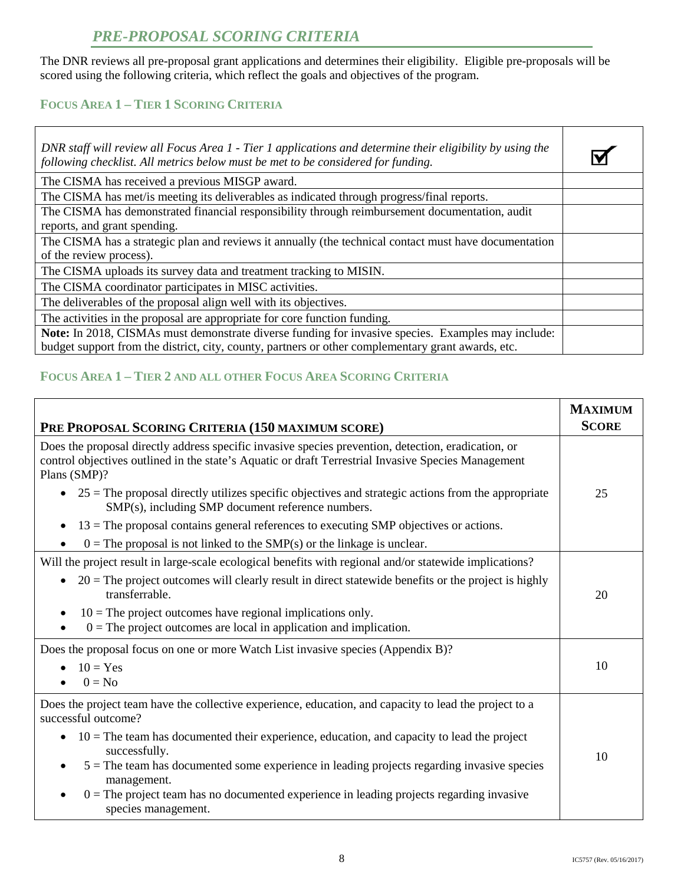## *PRE-PROPOSAL SCORING CRITERIA*

The DNR reviews all pre-proposal grant applications and determines their eligibility. Eligible pre-proposals will be scored using the following criteria, which reflect the goals and objectives of the program.

### FOCUS AREA 1 – TIER 1 SCORING CRITERIA

| *DNR staff will review all Focus Area 1 - Tier 1 applications and determine their eligibility by using the following checklist. All metrics below must be met to be considered for funding.* | ☑ |
|---|---|
| The CISMA has received a previous MISGP award. | |
| The CISMA has met/is meeting its deliverables as indicated through progress/final reports. | |
| The CISMA has demonstrated financial responsibility through reimbursement documentation, audit reports, and grant spending. | |
| The CISMA has a strategic plan and reviews it annually (the technical contact must have documentation of the review process). | |
| The CISMA uploads its survey data and treatment tracking to MISIN. | |
| The CISMA coordinator participates in MISC activities. | |
| The deliverables of the proposal align well with its objectives. | |
| The activities in the proposal are appropriate for core function funding. | |
| **Note:** In 2018, CISMAs must demonstrate diverse funding for invasive species. Examples may include: budget support from the district, city, county, partners or other complementary grant awards, etc. | |

### FOCUS AREA 1 – TIER 2 AND ALL OTHER FOCUS AREA SCORING CRITERIA

| **PRE PROPOSAL SCORING CRITERIA (150 MAXIMUM SCORE)** | **MAXIMUM SCORE** |
|---|---|
| Does the proposal directly address specific invasive species prevention, detection, eradication, or control objectives outlined in the state's Aquatic or draft Terrestrial Invasive Species Management Plans (SMP)?<br>• 25 = The proposal directly utilizes specific objectives and strategic actions from the appropriate SMP(s), including SMP document reference numbers.<br>• 13 = The proposal contains general references to executing SMP objectives or actions.<br>• 0 = The proposal is not linked to the SMP(s) or the linkage is unclear. | 25 |
| Will the project result in large-scale ecological benefits with regional and/or statewide implications?<br>• 20 = The project outcomes will clearly result in direct statewide benefits or the project is highly transferrable.<br>• 10 = The project outcomes have regional implications only.<br>• 0 = The project outcomes are local in application and implication. | 20 |
| Does the proposal focus on one or more Watch List invasive species (Appendix B)?<br>• 10 = Yes<br>• 0 = No | 10 |
| Does the project team have the collective experience, education, and capacity to lead the project to a successful outcome?<br>• 10 = The team has documented their experience, education, and capacity to lead the project successfully.<br>• 5 = The team has documented some experience in leading projects regarding invasive species management.<br>• 0 = The project team has no documented experience in leading projects regarding invasive species management. | 10 |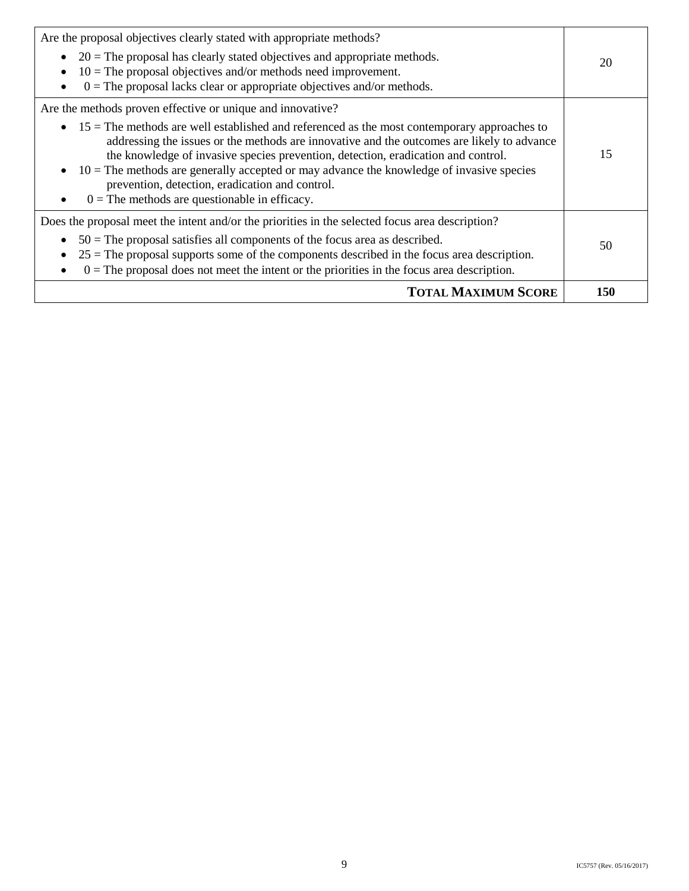| | |
|---|---|
| Are the proposal objectives clearly stated with appropriate methods?<br>• 20 = The proposal has clearly stated objectives and appropriate methods.<br>• 10 = The proposal objectives and/or methods need improvement.<br>• 0 = The proposal lacks clear or appropriate objectives and/or methods. | 20 |
| Are the methods proven effective or unique and innovative?<br>• 15 = The methods are well established and referenced as the most contemporary approaches to addressing the issues or the methods are innovative and the outcomes are likely to advance the knowledge of invasive species prevention, detection, eradication and control.<br>• 10 = The methods are generally accepted or may advance the knowledge of invasive species prevention, detection, eradication and control.<br>• 0 = The methods are questionable in efficacy. | 15 |
| Does the proposal meet the intent and/or the priorities in the selected focus area description?<br>• 50 = The proposal satisfies all components of the focus area as described.<br>• 25 = The proposal supports some of the components described in the focus area description.<br>• 0 = The proposal does not meet the intent or the priorities in the focus area description. | 50 |
| **TOTAL MAXIMUM SCORE** | **150** |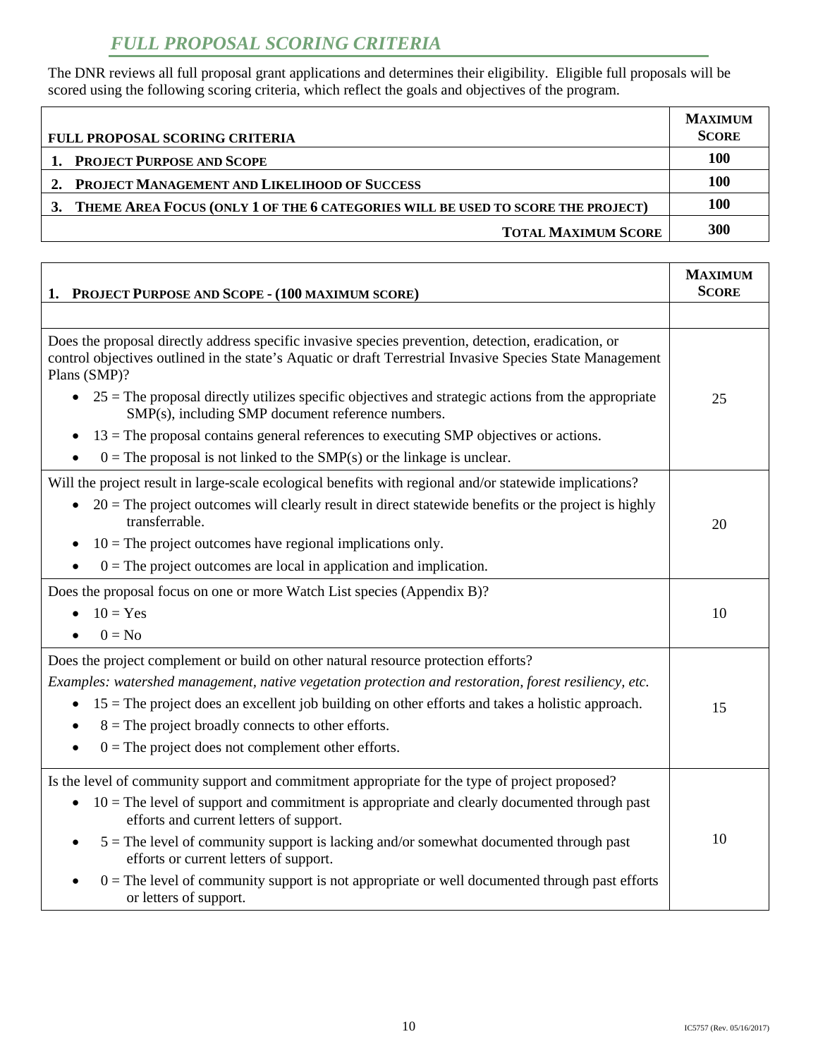## *FULL PROPOSAL SCORING CRITERIA*

The DNR reviews all full proposal grant applications and determines their eligibility. Eligible full proposals will be scored using the following scoring criteria, which reflect the goals and objectives of the program.

| **FULL PROPOSAL SCORING CRITERIA** | **MAXIMUM SCORE** |
|---|---|
| **1. PROJECT PURPOSE AND SCOPE** | **100** |
| **2. PROJECT MANAGEMENT AND LIKELIHOOD OF SUCCESS** | **100** |
| **3. THEME AREA FOCUS (ONLY 1 OF THE 6 CATEGORIES WILL BE USED TO SCORE THE PROJECT)** | **100** |
| **TOTAL MAXIMUM SCORE** | **300** |

| **1. PROJECT PURPOSE AND SCOPE - (100 MAXIMUM SCORE)** | **MAXIMUM SCORE** |
|---|---|
| | |
| Does the proposal directly address specific invasive species prevention, detection, eradication, or control objectives outlined in the state's Aquatic or draft Terrestrial Invasive Species State Management Plans (SMP)?<br>• 25 = The proposal directly utilizes specific objectives and strategic actions from the appropriate SMP(s), including SMP document reference numbers.<br>• 13 = The proposal contains general references to executing SMP objectives or actions.<br>• 0 = The proposal is not linked to the SMP(s) or the linkage is unclear. | 25 |
| Will the project result in large-scale ecological benefits with regional and/or statewide implications?<br>• 20 = The project outcomes will clearly result in direct statewide benefits or the project is highly transferrable.<br>• 10 = The project outcomes have regional implications only.<br>• 0 = The project outcomes are local in application and implication. | 20 |
| Does the proposal focus on one or more Watch List species (Appendix B)?<br>• 10 = Yes<br>• 0 = No | 10 |
| Does the project complement or build on other natural resource protection efforts?<br>*Examples: watershed management, native vegetation protection and restoration, forest resiliency, etc.*<br>• 15 = The project does an excellent job building on other efforts and takes a holistic approach.<br>• 8 = The project broadly connects to other efforts.<br>• 0 = The project does not complement other efforts. | 15 |
| Is the level of community support and commitment appropriate for the type of project proposed?<br>• 10 = The level of support and commitment is appropriate and clearly documented through past efforts and current letters of support.<br>• 5 = The level of community support is lacking and/or somewhat documented through past efforts or current letters of support.<br>• 0 = The level of community support is not appropriate or well documented through past efforts or letters of support. | 10 |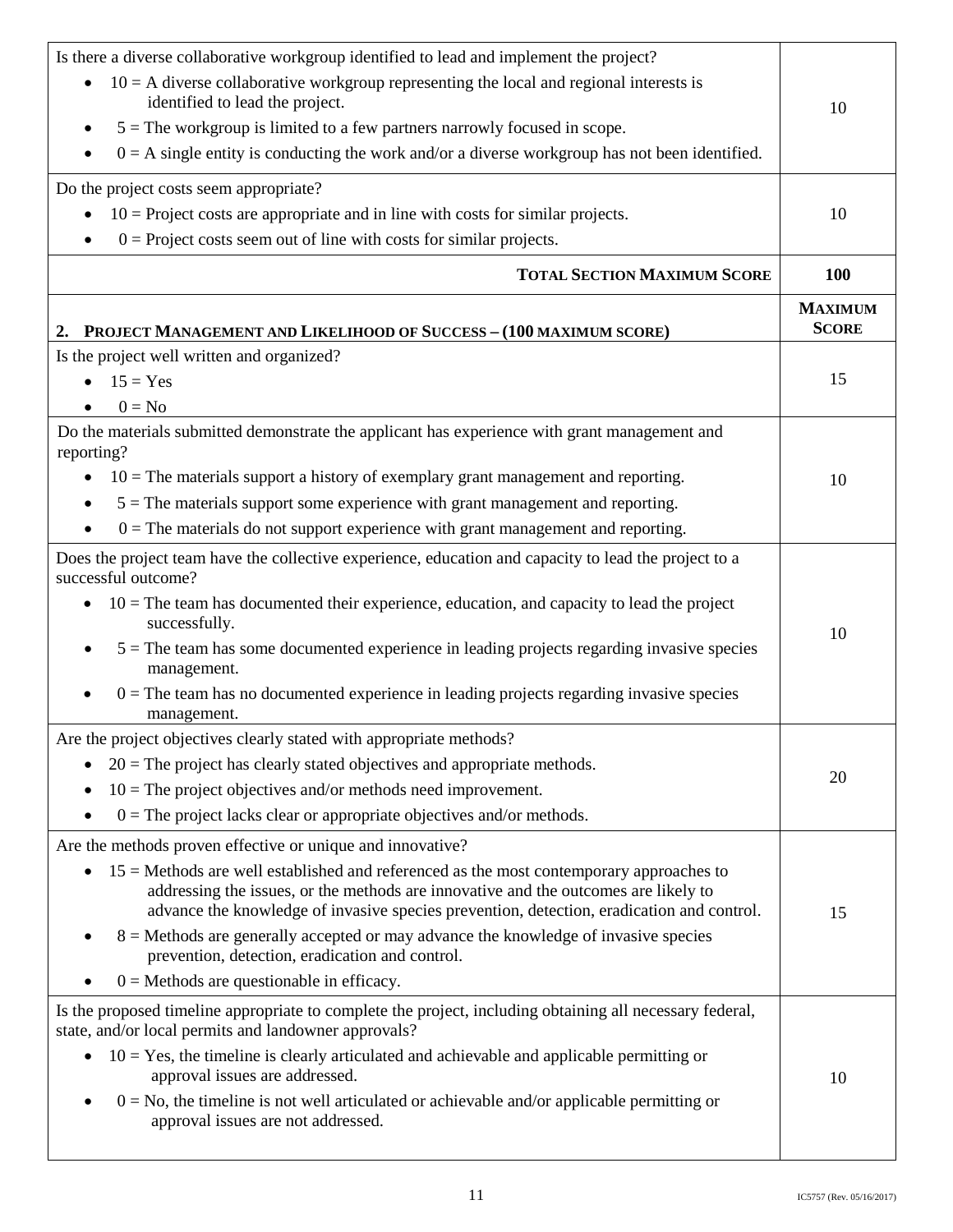| Criteria | Score |
|---|---|
| Is there a diverse collaborative workgroup identified to lead and implement the project?<br>• 10 = A diverse collaborative workgroup representing the local and regional interests is identified to lead the project.<br>• 5 = The workgroup is limited to a few partners narrowly focused in scope.<br>• 0 = A single entity is conducting the work and/or a diverse workgroup has not been identified. | 10 |
| Do the project costs seem appropriate?<br>• 10 = Project costs are appropriate and in line with costs for similar projects.<br>• 0 = Project costs seem out of line with costs for similar projects. | 10 |
| **TOTAL SECTION MAXIMUM SCORE** | **100** |

| **2. PROJECT MANAGEMENT AND LIKELIHOOD OF SUCCESS – (100 MAXIMUM SCORE)** | **MAXIMUM SCORE** |
|---|---|
| Is the project well written and organized?<br>• 15 = Yes<br>• 0 = No | 15 |
| Do the materials submitted demonstrate the applicant has experience with grant management and reporting?<br>• 10 = The materials support a history of exemplary grant management and reporting.<br>• 5 = The materials support some experience with grant management and reporting.<br>• 0 = The materials do not support experience with grant management and reporting. | 10 |
| Does the project team have the collective experience, education and capacity to lead the project to a successful outcome?<br>• 10 = The team has documented their experience, education, and capacity to lead the project successfully.<br>• 5 = The team has some documented experience in leading projects regarding invasive species management.<br>• 0 = The team has no documented experience in leading projects regarding invasive species management. | 10 |
| Are the project objectives clearly stated with appropriate methods?<br>• 20 = The project has clearly stated objectives and appropriate methods.<br>• 10 = The project objectives and/or methods need improvement.<br>• 0 = The project lacks clear or appropriate objectives and/or methods. | 20 |
| Are the methods proven effective or unique and innovative?<br>• 15 = Methods are well established and referenced as the most contemporary approaches to addressing the issues, or the methods are innovative and the outcomes are likely to advance the knowledge of invasive species prevention, detection, eradication and control.<br>• 8 = Methods are generally accepted or may advance the knowledge of invasive species prevention, detection, eradication and control.<br>• 0 = Methods are questionable in efficacy. | 15 |
| Is the proposed timeline appropriate to complete the project, including obtaining all necessary federal, state, and/or local permits and landowner approvals?<br>• 10 = Yes, the timeline is clearly articulated and achievable and applicable permitting or approval issues are addressed.<br>• 0 = No, the timeline is not well articulated or achievable and/or applicable permitting or approval issues are not addressed. | 10 |

IC5757 (Rev. 05/16/2017)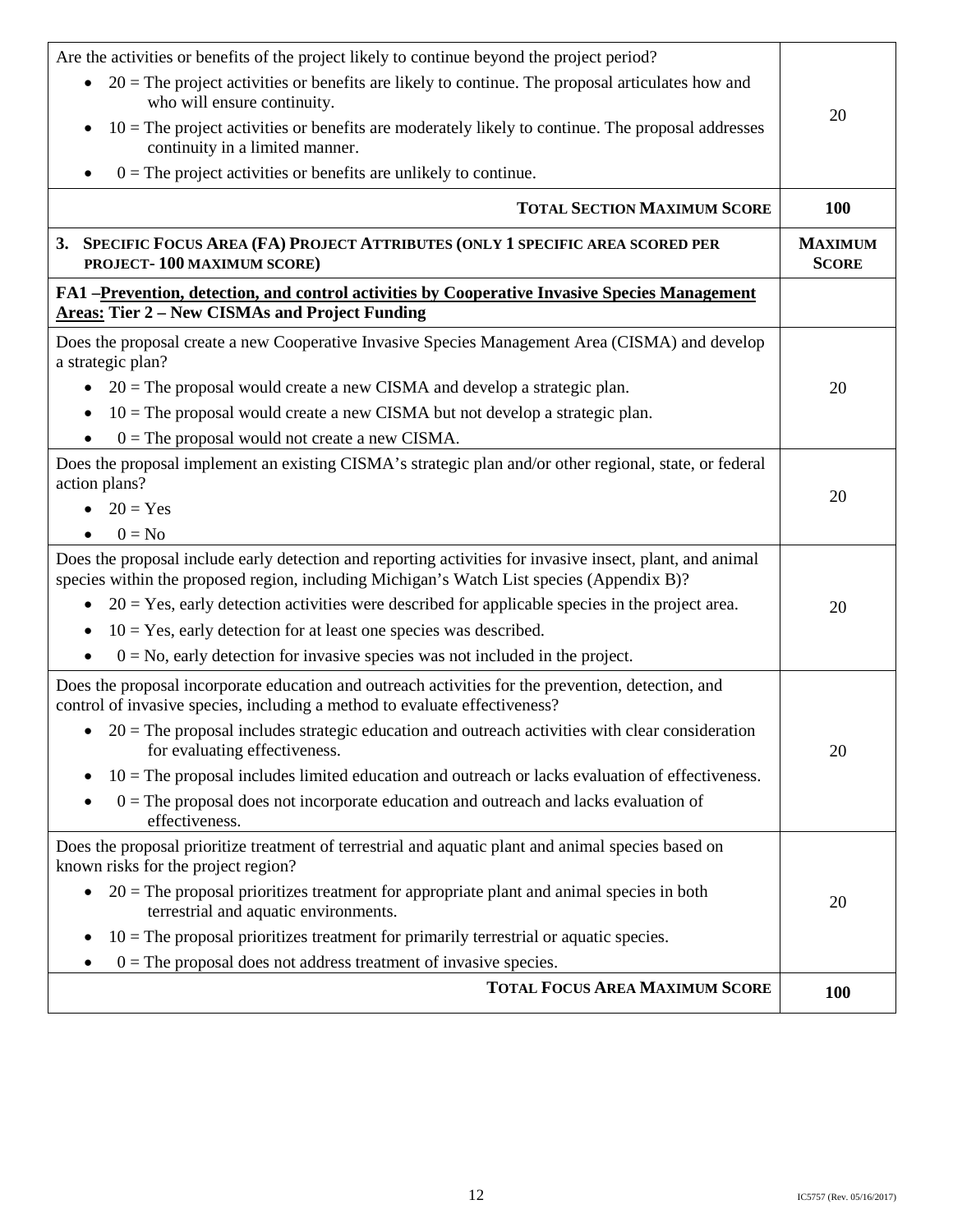| Criteria | Maximum Score |
| --- | --- |
| Are the activities or benefits of the project likely to continue beyond the project period?<br>• 20 = The project activities or benefits are likely to continue. The proposal articulates how and who will ensure continuity.<br>• 10 = The project activities or benefits are moderately likely to continue. The proposal addresses continuity in a limited manner.<br>• 0 = The project activities or benefits are unlikely to continue. | 20 |
| **TOTAL SECTION MAXIMUM SCORE** | **100** |
| **3. SPECIFIC FOCUS AREA (FA) PROJECT ATTRIBUTES (ONLY 1 SPECIFIC AREA SCORED PER PROJECT- 100 MAXIMUM SCORE)** | **MAXIMUM SCORE** |
| **FA1 –Prevention, detection, and control activities by Cooperative Invasive Species Management Areas: Tier 2 – New CISMAs and Project Funding** | |
| Does the proposal create a new Cooperative Invasive Species Management Area (CISMA) and develop a strategic plan?<br>• 20 = The proposal would create a new CISMA and develop a strategic plan.<br>• 10 = The proposal would create a new CISMA but not develop a strategic plan.<br>• 0 = The proposal would not create a new CISMA. | 20 |
| Does the proposal implement an existing CISMA's strategic plan and/or other regional, state, or federal action plans?<br>• 20 = Yes<br>• 0 = No | 20 |
| Does the proposal include early detection and reporting activities for invasive insect, plant, and animal species within the proposed region, including Michigan's Watch List species (Appendix B)?<br>• 20 = Yes, early detection activities were described for applicable species in the project area.<br>• 10 = Yes, early detection for at least one species was described.<br>• 0 = No, early detection for invasive species was not included in the project. | 20 |
| Does the proposal incorporate education and outreach activities for the prevention, detection, and control of invasive species, including a method to evaluate effectiveness?<br>• 20 = The proposal includes strategic education and outreach activities with clear consideration for evaluating effectiveness.<br>• 10 = The proposal includes limited education and outreach or lacks evaluation of effectiveness.<br>• 0 = The proposal does not incorporate education and outreach and lacks evaluation of effectiveness. | 20 |
| Does the proposal prioritize treatment of terrestrial and aquatic plant and animal species based on known risks for the project region?<br>• 20 = The proposal prioritizes treatment for appropriate plant and animal species in both terrestrial and aquatic environments.<br>• 10 = The proposal prioritizes treatment for primarily terrestrial or aquatic species.<br>• 0 = The proposal does not address treatment of invasive species. | 20 |
| **TOTAL FOCUS AREA MAXIMUM SCORE** | **100** |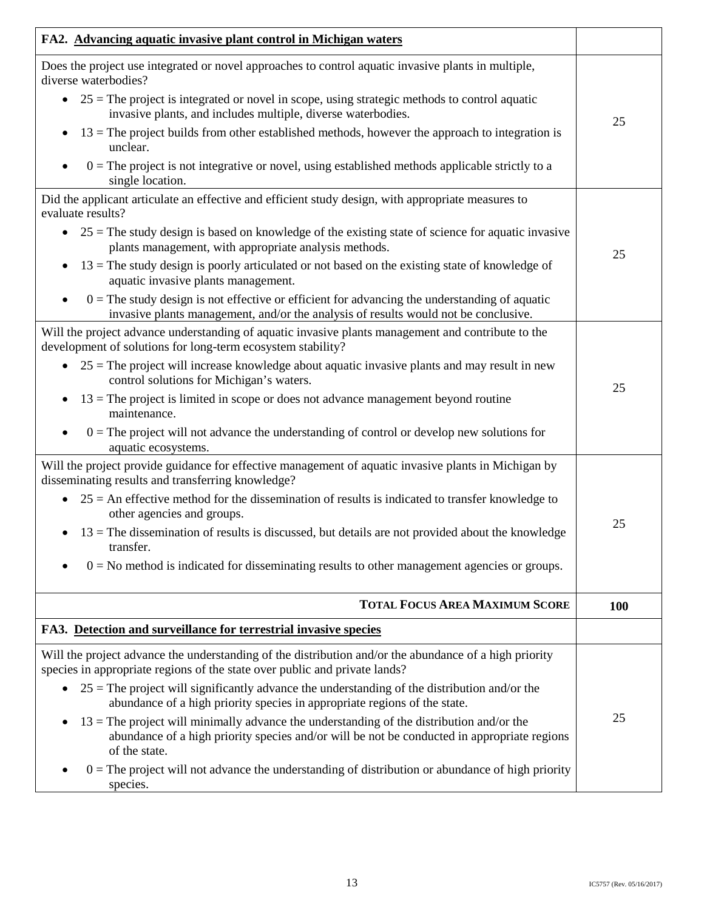| **FA2. Advancing aquatic invasive plant control in Michigan waters** | |
|---|---|
| Does the project use integrated or novel approaches to control aquatic invasive plants in multiple, diverse waterbodies?<br>• 25 = The project is integrated or novel in scope, using strategic methods to control aquatic invasive plants, and includes multiple, diverse waterbodies.<br>• 13 = The project builds from other established methods, however the approach to integration is unclear.<br>• 0 = The project is not integrative or novel, using established methods applicable strictly to a single location. | 25 |
| Did the applicant articulate an effective and efficient study design, with appropriate measures to evaluate results?<br>• 25 = The study design is based on knowledge of the existing state of science for aquatic invasive plants management, with appropriate analysis methods.<br>• 13 = The study design is poorly articulated or not based on the existing state of knowledge of aquatic invasive plants management.<br>• 0 = The study design is not effective or efficient for advancing the understanding of aquatic invasive plants management, and/or the analysis of results would not be conclusive. | 25 |
| Will the project advance understanding of aquatic invasive plants management and contribute to the development of solutions for long-term ecosystem stability?<br>• 25 = The project will increase knowledge about aquatic invasive plants and may result in new control solutions for Michigan's waters.<br>• 13 = The project is limited in scope or does not advance management beyond routine maintenance.<br>• 0 = The project will not advance the understanding of control or develop new solutions for aquatic ecosystems. | 25 |
| Will the project provide guidance for effective management of aquatic invasive plants in Michigan by disseminating results and transferring knowledge?<br>• 25 = An effective method for the dissemination of results is indicated to transfer knowledge to other agencies and groups.<br>• 13 = The dissemination of results is discussed, but details are not provided about the knowledge transfer.<br>• 0 = No method is indicated for disseminating results to other management agencies or groups. | 25 |
| **TOTAL FOCUS AREA MAXIMUM SCORE** | **100** |
| **FA3. Detection and surveillance for terrestrial invasive species** | |
| Will the project advance the understanding of the distribution and/or the abundance of a high priority species in appropriate regions of the state over public and private lands?<br>• 25 = The project will significantly advance the understanding of the distribution and/or the abundance of a high priority species in appropriate regions of the state.<br>• 13 = The project will minimally advance the understanding of the distribution and/or the abundance of a high priority species and/or will be not be conducted in appropriate regions of the state.<br>• 0 = The project will not advance the understanding of distribution or abundance of high priority species. | 25 |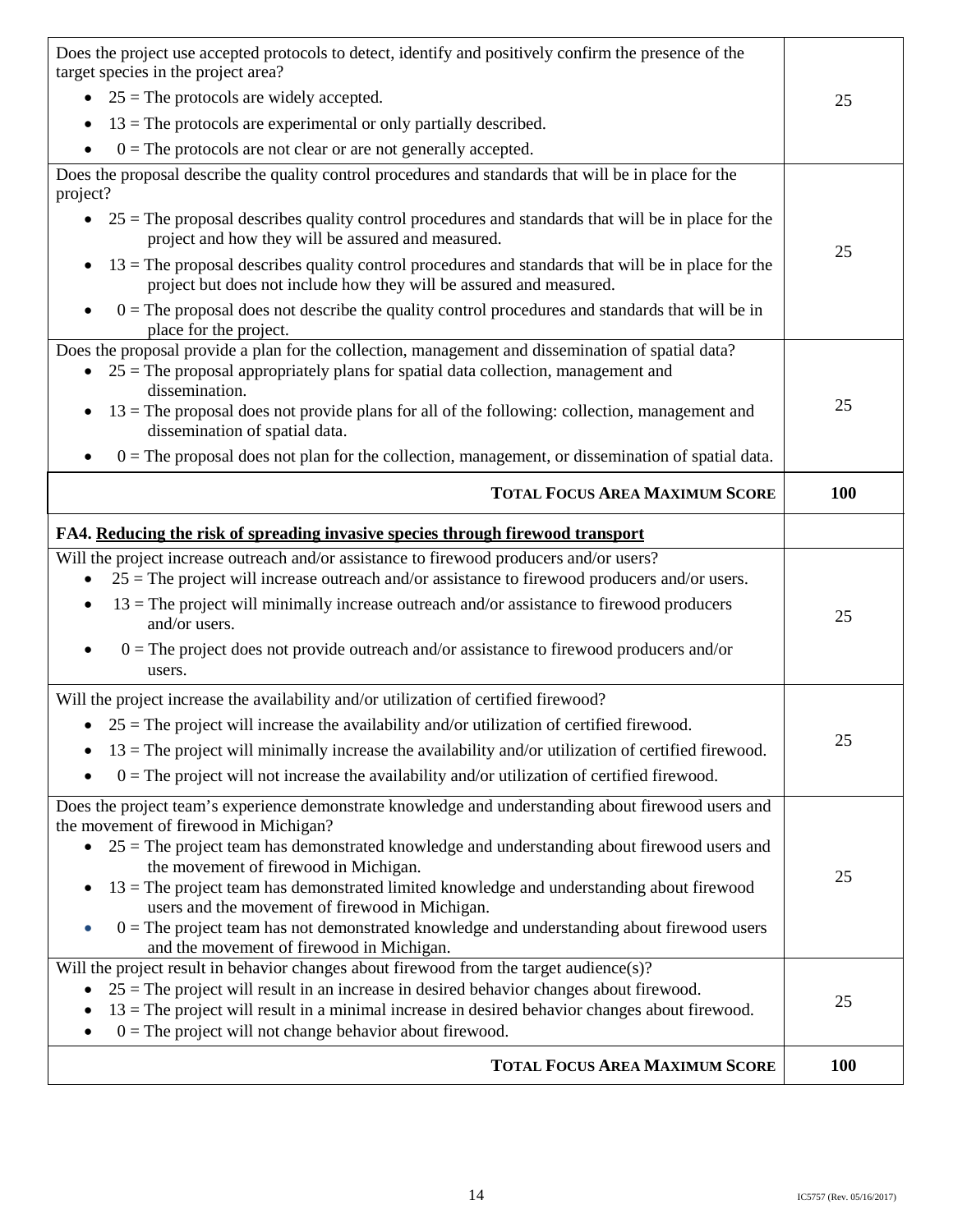| | |
|---|---|
| Does the project use accepted protocols to detect, identify and positively confirm the presence of the target species in the project area?<br>• 25 = The protocols are widely accepted.<br>• 13 = The protocols are experimental or only partially described.<br>• 0 = The protocols are not clear or are not generally accepted. | 25 |
| Does the proposal describe the quality control procedures and standards that will be in place for the project?<br>• 25 = The proposal describes quality control procedures and standards that will be in place for the project and how they will be assured and measured.<br>• 13 = The proposal describes quality control procedures and standards that will be in place for the project but does not include how they will be assured and measured.<br>• 0 = The proposal does not describe the quality control procedures and standards that will be in place for the project. | 25 |
| Does the proposal provide a plan for the collection, management and dissemination of spatial data?<br>• 25 = The proposal appropriately plans for spatial data collection, management and dissemination.<br>• 13 = The proposal does not provide plans for all of the following: collection, management and dissemination of spatial data.<br>• 0 = The proposal does not plan for the collection, management, or dissemination of spatial data. | 25 |
| **TOTAL FOCUS AREA MAXIMUM SCORE** | **100** |
| **FA4. <u>Reducing the risk of spreading invasive species through firewood transport</u>** | |
| Will the project increase outreach and/or assistance to firewood producers and/or users?<br>• 25 = The project will increase outreach and/or assistance to firewood producers and/or users.<br>• 13 = The project will minimally increase outreach and/or assistance to firewood producers and/or users.<br>• 0 = The project does not provide outreach and/or assistance to firewood producers and/or users. | 25 |
| Will the project increase the availability and/or utilization of certified firewood?<br>• 25 = The project will increase the availability and/or utilization of certified firewood.<br>• 13 = The project will minimally increase the availability and/or utilization of certified firewood.<br>• 0 = The project will not increase the availability and/or utilization of certified firewood. | 25 |
| Does the project team's experience demonstrate knowledge and understanding about firewood users and the movement of firewood in Michigan?<br>• 25 = The project team has demonstrated knowledge and understanding about firewood users and the movement of firewood in Michigan.<br>• 13 = The project team has demonstrated limited knowledge and understanding about firewood users and the movement of firewood in Michigan.<br>• 0 = The project team has not demonstrated knowledge and understanding about firewood users and the movement of firewood in Michigan. | 25 |
| Will the project result in behavior changes about firewood from the target audience(s)?<br>• 25 = The project will result in an increase in desired behavior changes about firewood.<br>• 13 = The project will result in a minimal increase in desired behavior changes about firewood.<br>• 0 = The project will not change behavior about firewood. | 25 |
| **TOTAL FOCUS AREA MAXIMUM SCORE** | **100** |

IC5757 (Rev. 05/16/2017)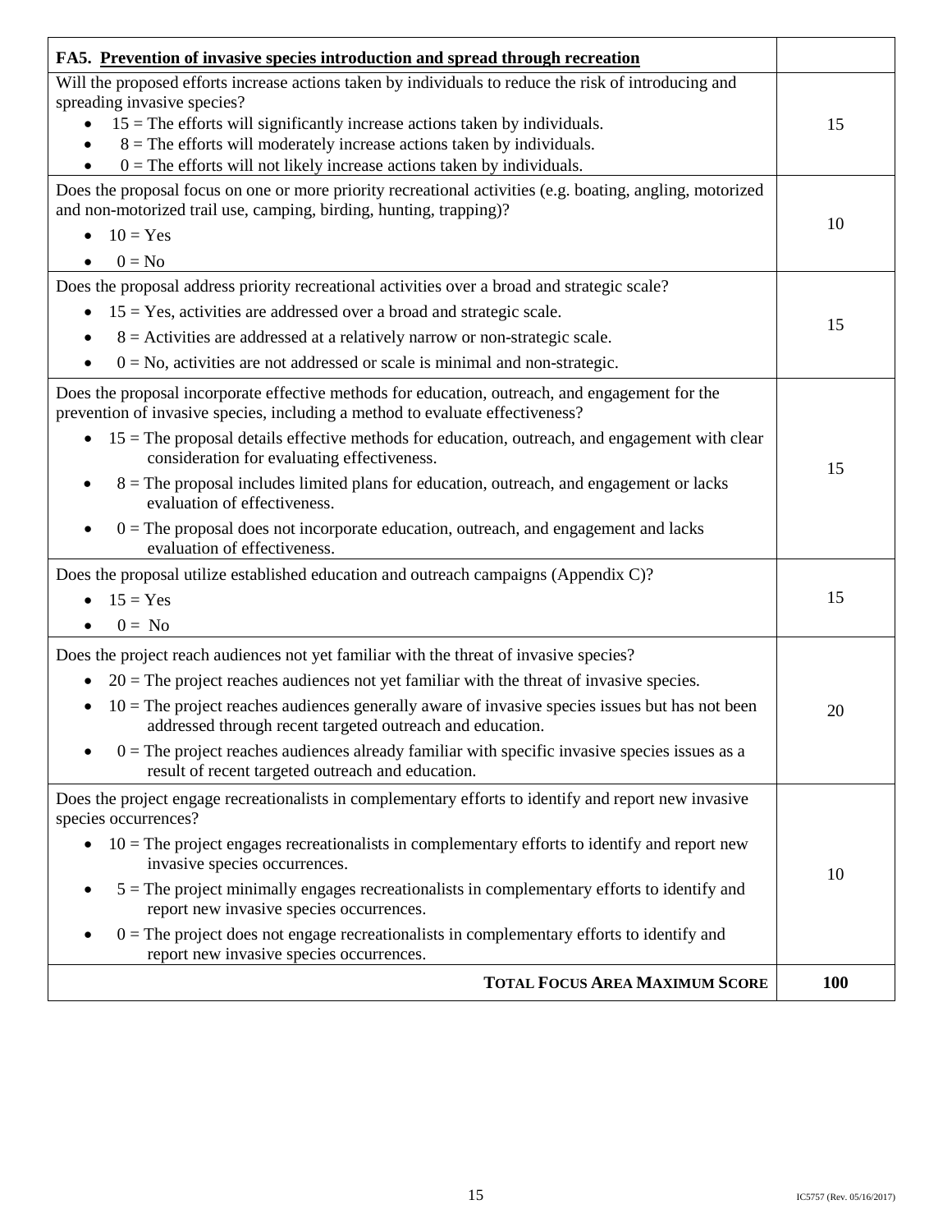| **FA5. <u>Prevention of invasive species introduction and spread through recreation</u>** | |
|---|---|
| Will the proposed efforts increase actions taken by individuals to reduce the risk of introducing and spreading invasive species?<br>• 15 = The efforts will significantly increase actions taken by individuals.<br>• 8 = The efforts will moderately increase actions taken by individuals.<br>• 0 = The efforts will not likely increase actions taken by individuals. | 15 |
| Does the proposal focus on one or more priority recreational activities (e.g. boating, angling, motorized and non-motorized trail use, camping, birding, hunting, trapping)?<br>• 10 = Yes<br>• 0 = No | 10 |
| Does the proposal address priority recreational activities over a broad and strategic scale?<br>• 15 = Yes, activities are addressed over a broad and strategic scale.<br>• 8 = Activities are addressed at a relatively narrow or non-strategic scale.<br>• 0 = No, activities are not addressed or scale is minimal and non-strategic. | 15 |
| Does the proposal incorporate effective methods for education, outreach, and engagement for the prevention of invasive species, including a method to evaluate effectiveness?<br>• 15 = The proposal details effective methods for education, outreach, and engagement with clear consideration for evaluating effectiveness.<br>• 8 = The proposal includes limited plans for education, outreach, and engagement or lacks evaluation of effectiveness.<br>• 0 = The proposal does not incorporate education, outreach, and engagement and lacks evaluation of effectiveness. | 15 |
| Does the proposal utilize established education and outreach campaigns (Appendix C)?<br>• 15 = Yes<br>• 0 = No | 15 |
| Does the project reach audiences not yet familiar with the threat of invasive species?<br>• 20 = The project reaches audiences not yet familiar with the threat of invasive species.<br>• 10 = The project reaches audiences generally aware of invasive species issues but has not been addressed through recent targeted outreach and education.<br>• 0 = The project reaches audiences already familiar with specific invasive species issues as a result of recent targeted outreach and education. | 20 |
| Does the project engage recreationalists in complementary efforts to identify and report new invasive species occurrences?<br>• 10 = The project engages recreationalists in complementary efforts to identify and report new invasive species occurrences.<br>• 5 = The project minimally engages recreationalists in complementary efforts to identify and report new invasive species occurrences.<br>• 0 = The project does not engage recreationalists in complementary efforts to identify and report new invasive species occurrences. | 10 |
| **TOTAL FOCUS AREA MAXIMUM SCORE** | **100** |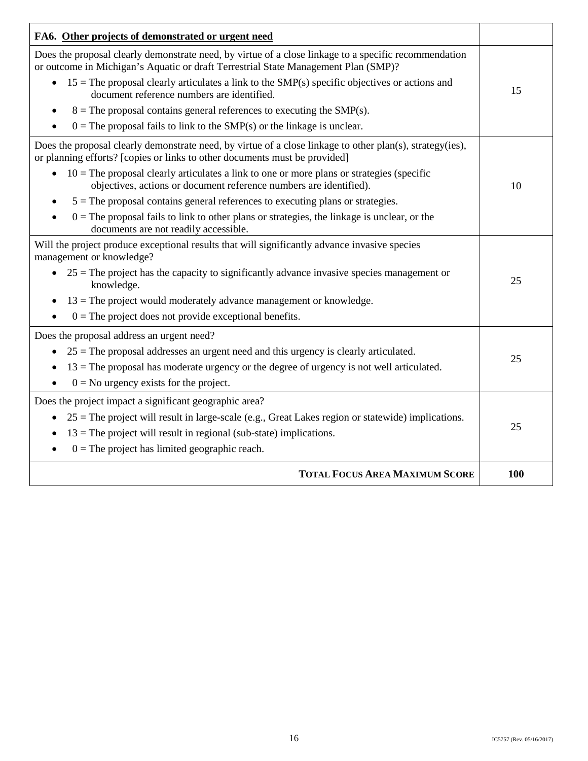| **FA6. Other projects of demonstrated or urgent need** | |
|---|---|
| Does the proposal clearly demonstrate need, by virtue of a close linkage to a specific recommendation or outcome in Michigan's Aquatic or draft Terrestrial State Management Plan (SMP)?<br>• 15 = The proposal clearly articulates a link to the SMP(s) specific objectives or actions and document reference numbers are identified.<br>• 8 = The proposal contains general references to executing the SMP(s).<br>• 0 = The proposal fails to link to the SMP(s) or the linkage is unclear. | 15 |
| Does the proposal clearly demonstrate need, by virtue of a close linkage to other plan(s), strategy(ies), or planning efforts? [copies or links to other documents must be provided]<br>• 10 = The proposal clearly articulates a link to one or more plans or strategies (specific objectives, actions and document reference numbers are identified).<br>• 5 = The proposal contains general references to executing plans or strategies.<br>• 0 = The proposal fails to link to other plans or strategies, the linkage is unclear, or the documents are not readily accessible. | 10 |
| Will the project produce exceptional results that will significantly advance invasive species management or knowledge?<br>• 25 = The project has the capacity to significantly advance invasive species management or knowledge.<br>• 13 = The project would moderately advance management or knowledge.<br>• 0 = The project does not provide exceptional benefits. | 25 |
| Does the proposal address an urgent need?<br>• 25 = The proposal addresses an urgent need and this urgency is clearly articulated.<br>• 13 = The proposal has moderate urgency or the degree of urgency is not well articulated.<br>• 0 = No urgency exists for the project. | 25 |
| Does the project impact a significant geographic area?<br>• 25 = The project will result in large-scale (e.g., Great Lakes region or statewide) implications.<br>• 13 = The project will result in regional (sub-state) implications.<br>• 0 = The project has limited geographic reach. | 25 |
| **TOTAL FOCUS AREA MAXIMUM SCORE** | **100** |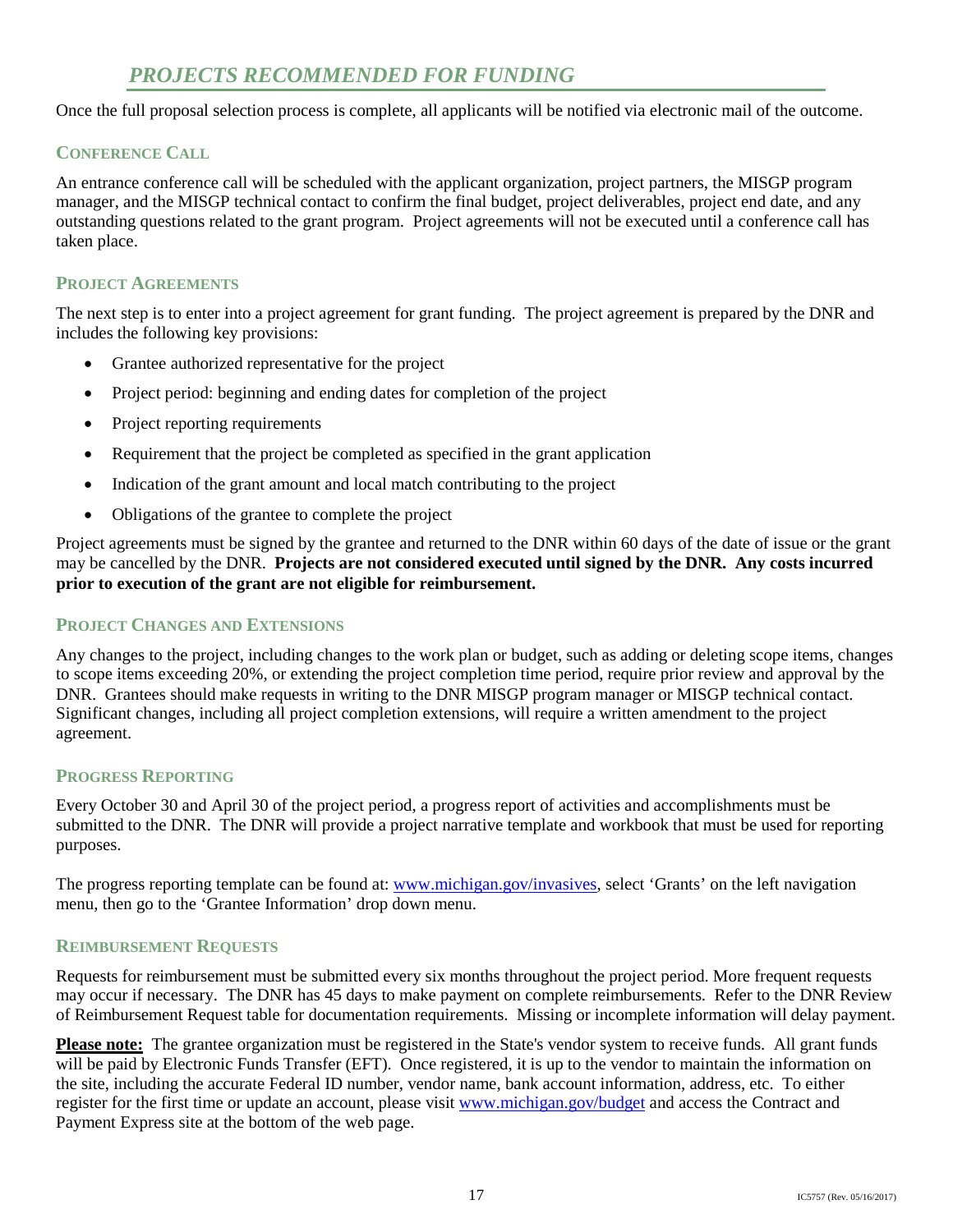## *PROJECTS RECOMMENDED FOR FUNDING*

Once the full proposal selection process is complete, all applicants will be notified via electronic mail of the outcome.

### CONFERENCE CALL

An entrance conference call will be scheduled with the applicant organization, project partners, the MISGP program manager, and the MISGP technical contact to confirm the final budget, project deliverables, project end date, and any outstanding questions related to the grant program. Project agreements will not be executed until a conference call has taken place.

### PROJECT AGREEMENTS

The next step is to enter into a project agreement for grant funding. The project agreement is prepared by the DNR and includes the following key provisions:

- Grantee authorized representative for the project
- Project period: beginning and ending dates for completion of the project
- Project reporting requirements
- Requirement that the project be completed as specified in the grant application
- Indication of the grant amount and local match contributing to the project
- Obligations of the grantee to complete the project

Project agreements must be signed by the grantee and returned to the DNR within 60 days of the date of issue or the grant may be cancelled by the DNR. **Projects are not considered executed until signed by the DNR. Any costs incurred prior to execution of the grant are not eligible for reimbursement.**

### PROJECT CHANGES AND EXTENSIONS

Any changes to the project, including changes to the work plan or budget, such as adding or deleting scope items, changes to scope items exceeding 20%, or extending the project completion time period, require prior review and approval by the DNR. Grantees should make requests in writing to the DNR MISGP program manager or MISGP technical contact. Significant changes, including all project completion extensions, will require a written amendment to the project agreement.

### PROGRESS REPORTING

Every October 30 and April 30 of the project period, a progress report of activities and accomplishments must be submitted to the DNR. The DNR will provide a project narrative template and workbook that must be used for reporting purposes.

The progress reporting template can be found at: www.michigan.gov/invasives, select 'Grants' on the left navigation menu, then go to the 'Grantee Information' drop down menu.

### REIMBURSEMENT REQUESTS

Requests for reimbursement must be submitted every six months throughout the project period. More frequent requests may occur if necessary. The DNR has 45 days to make payment on complete reimbursements. Refer to the DNR Review of Reimbursement Request table for documentation requirements. Missing or incomplete information will delay payment.

**Please note:** The grantee organization must be registered in the State's vendor system to receive funds. All grant funds will be paid by Electronic Funds Transfer (EFT). Once registered, it is up to the vendor to maintain the information on the site, including the accurate Federal ID number, vendor name, bank account information, address, etc. To either register for the first time or update an account, please visit www.michigan.gov/budget and access the Contract and Payment Express site at the bottom of the web page.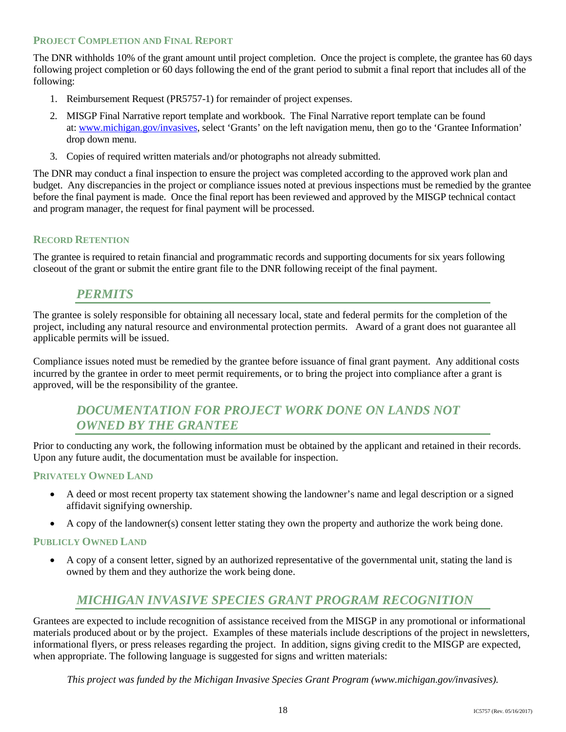### Project Completion and Final Report

The DNR withholds 10% of the grant amount until project completion. Once the project is complete, the grantee has 60 days following project completion or 60 days following the end of the grant period to submit a final report that includes all of the following:

1. Reimbursement Request (PR5757-1) for remainder of project expenses.
2. MISGP Final Narrative report template and workbook. The Final Narrative report template can be found at: www.michigan.gov/invasives, select 'Grants' on the left navigation menu, then go to the 'Grantee Information' drop down menu.
3. Copies of required written materials and/or photographs not already submitted.

The DNR may conduct a final inspection to ensure the project was completed according to the approved work plan and budget. Any discrepancies in the project or compliance issues noted at previous inspections must be remedied by the grantee before the final payment is made. Once the final report has been reviewed and approved by the MISGP technical contact and program manager, the request for final payment will be processed.

### Record Retention

The grantee is required to retain financial and programmatic records and supporting documents for six years following closeout of the grant or submit the entire grant file to the DNR following receipt of the final payment.

## *PERMITS*

The grantee is solely responsible for obtaining all necessary local, state and federal permits for the completion of the project, including any natural resource and environmental protection permits. Award of a grant does not guarantee all applicable permits will be issued.

Compliance issues noted must be remedied by the grantee before issuance of final grant payment. Any additional costs incurred by the grantee in order to meet permit requirements, or to bring the project into compliance after a grant is approved, will be the responsibility of the grantee.

## *DOCUMENTATION FOR PROJECT WORK DONE ON LANDS NOT OWNED BY THE GRANTEE*

Prior to conducting any work, the following information must be obtained by the applicant and retained in their records. Upon any future audit, the documentation must be available for inspection.

### Privately Owned Land

- A deed or most recent property tax statement showing the landowner's name and legal description or a signed affidavit signifying ownership.
- A copy of the landowner(s) consent letter stating they own the property and authorize the work being done.

### Publicly Owned Land

- A copy of a consent letter, signed by an authorized representative of the governmental unit, stating the land is owned by them and they authorize the work being done.

## *MICHIGAN INVASIVE SPECIES GRANT PROGRAM RECOGNITION*

Grantees are expected to include recognition of assistance received from the MISGP in any promotional or informational materials produced about or by the project. Examples of these materials include descriptions of the project in newsletters, informational flyers, or press releases regarding the project. In addition, signs giving credit to the MISGP are expected, when appropriate. The following language is suggested for signs and written materials:

*This project was funded by the Michigan Invasive Species Grant Program (www.michigan.gov/invasives).*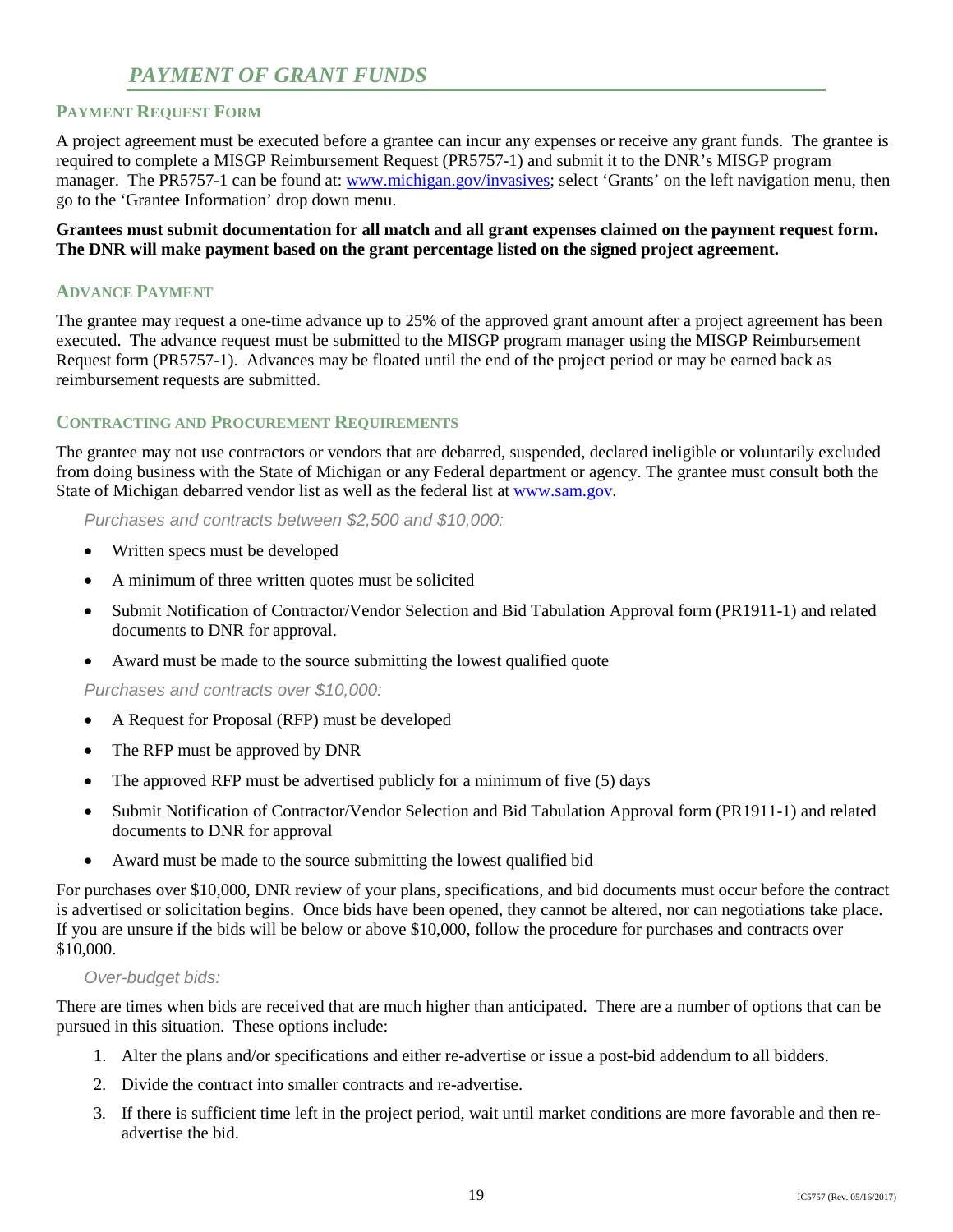## *PAYMENT OF GRANT FUNDS*

### PAYMENT REQUEST FORM

A project agreement must be executed before a grantee can incur any expenses or receive any grant funds. The grantee is required to complete a MISGP Reimbursement Request (PR5757-1) and submit it to the DNR's MISGP program manager. The PR5757-1 can be found at: www.michigan.gov/invasives; select 'Grants' on the left navigation menu, then go to the 'Grantee Information' drop down menu.

**Grantees must submit documentation for all match and all grant expenses claimed on the payment request form. The DNR will make payment based on the grant percentage listed on the signed project agreement.**

### ADVANCE PAYMENT

The grantee may request a one-time advance up to 25% of the approved grant amount after a project agreement has been executed. The advance request must be submitted to the MISGP program manager using the MISGP Reimbursement Request form (PR5757-1). Advances may be floated until the end of the project period or may be earned back as reimbursement requests are submitted.

### CONTRACTING AND PROCUREMENT REQUIREMENTS

The grantee may not use contractors or vendors that are debarred, suspended, declared ineligible or voluntarily excluded from doing business with the State of Michigan or any Federal department or agency. The grantee must consult both the State of Michigan debarred vendor list as well as the federal list at www.sam.gov.

*Purchases and contracts between $2,500 and $10,000:*

- Written specs must be developed
- A minimum of three written quotes must be solicited
- Submit Notification of Contractor/Vendor Selection and Bid Tabulation Approval form (PR1911-1) and related documents to DNR for approval.
- Award must be made to the source submitting the lowest qualified quote

*Purchases and contracts over $10,000:*

- A Request for Proposal (RFP) must be developed
- The RFP must be approved by DNR
- The approved RFP must be advertised publicly for a minimum of five (5) days
- Submit Notification of Contractor/Vendor Selection and Bid Tabulation Approval form (PR1911-1) and related documents to DNR for approval
- Award must be made to the source submitting the lowest qualified bid

For purchases over $10,000, DNR review of your plans, specifications, and bid documents must occur before the contract is advertised or solicitation begins. Once bids have been opened, they cannot be altered, nor can negotiations take place. If you are unsure if the bids will be below or above $10,000, follow the procedure for purchases and contracts over $10,000.

*Over-budget bids:*

There are times when bids are received that are much higher than anticipated. There are a number of options that can be pursued in this situation. These options include:

1. Alter the plans and/or specifications and either re-advertise or issue a post-bid addendum to all bidders.
2. Divide the contract into smaller contracts and re-advertise.
3. If there is sufficient time left in the project period, wait until market conditions are more favorable and then re-advertise the bid.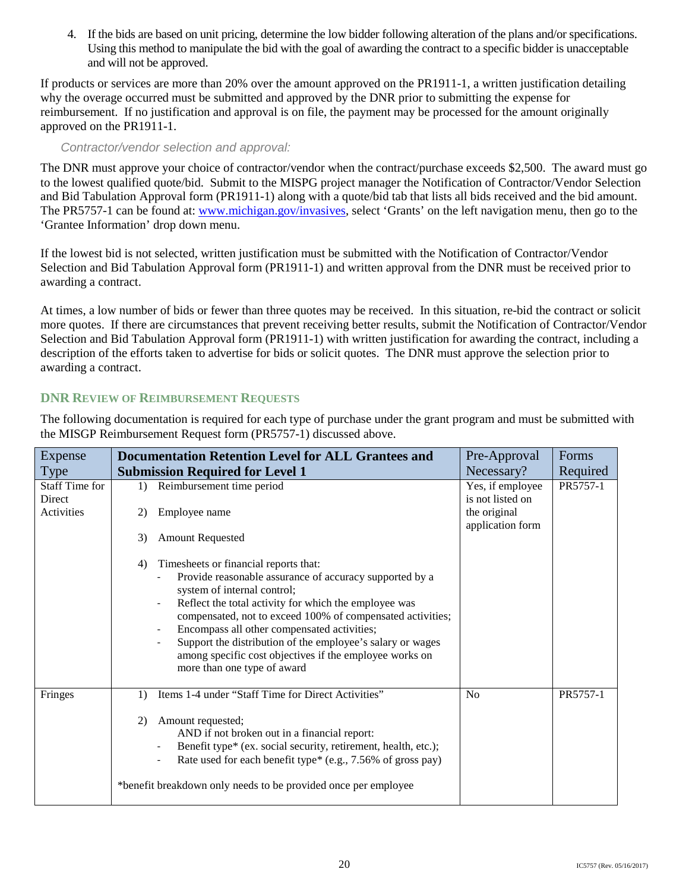4. If the bids are based on unit pricing, determine the low bidder following alteration of the plans and/or specifications. Using this method to manipulate the bid with the goal of awarding the contract to a specific bidder is unacceptable and will not be approved.

If products or services are more than 20% over the amount approved on the PR1911-1, a written justification detailing why the overage occurred must be submitted and approved by the DNR prior to submitting the expense for reimbursement. If no justification and approval is on file, the payment may be processed for the amount originally approved on the PR1911-1.

*Contractor/vendor selection and approval:*

The DNR must approve your choice of contractor/vendor when the contract/purchase exceeds $2,500. The award must go to the lowest qualified quote/bid. Submit to the MISPG project manager the Notification of Contractor/Vendor Selection and Bid Tabulation Approval form (PR1911-1) along with a quote/bid tab that lists all bids received and the bid amount. The PR5757-1 can be found at: www.michigan.gov/invasives, select 'Grants' on the left navigation menu, then go to the 'Grantee Information' drop down menu.

If the lowest bid is not selected, written justification must be submitted with the Notification of Contractor/Vendor Selection and Bid Tabulation Approval form (PR1911-1) and written approval from the DNR must be received prior to awarding a contract.

At times, a low number of bids or fewer than three quotes may be received. In this situation, re-bid the contract or solicit more quotes. If there are circumstances that prevent receiving better results, submit the Notification of Contractor/Vendor Selection and Bid Tabulation Approval form (PR1911-1) with written justification for awarding the contract, including a description of the efforts taken to advertise for bids or solicit quotes. The DNR must approve the selection prior to awarding a contract.

## DNR Review of Reimbursement Requests

The following documentation is required for each type of purchase under the grant program and must be submitted with the MISGP Reimbursement Request form (PR5757-1) discussed above.

| Expense Type | **Documentation Retention Level for ALL Grantees and Submission Required for Level 1** | Pre-Approval Necessary? | Forms Required |
|---|---|---|---|
| Staff Time for Direct Activities | 1) Reimbursement time period<br><br>2) Employee name<br><br>3) Amount Requested<br><br>4) Timesheets or financial reports that:<br>- Provide reasonable assurance of accuracy supported by a system of internal control;<br>- Reflect the total activity for which the employee was compensated, not to exceed 100% of compensated activities;<br>- Encompass all other compensated activities;<br>- Support the distribution of the employee's salary or wages among specific cost objectives if the employee works on more than one type of award | Yes, if employee is not listed on the original application form | PR5757-1 |
| Fringes | 1) Items 1-4 under "Staff Time for Direct Activities"<br><br>2) Amount requested;<br>AND if not broken out in a financial report:<br>- Benefit type* (ex. social security, retirement, health, etc.);<br>- Rate used for each benefit type* (e.g., 7.56% of gross pay)<br><br>*benefit breakdown only needs to be provided once per employee | No | PR5757-1 |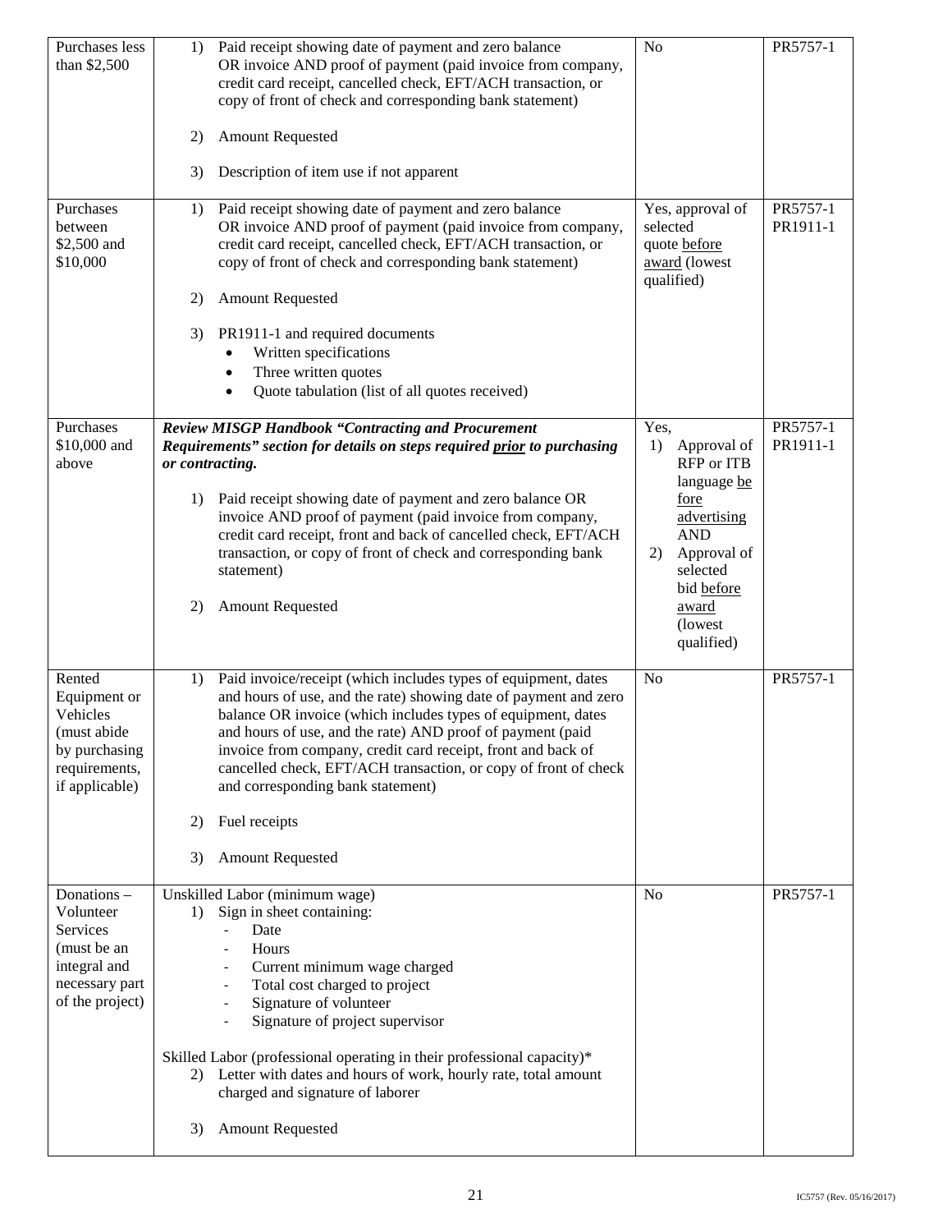| | | | |
|---|---|---|---|
| Purchases less than $2,500 | 1) Paid receipt showing date of payment and zero balance OR invoice AND proof of payment (paid invoice from company, credit card receipt, cancelled check, EFT/ACH transaction, or copy of front of check and corresponding bank statement)<br><br>2) Amount Requested<br><br>3) Description of item use if not apparent | No | PR5757-1 |
| Purchases between $2,500 and $10,000 | 1) Paid receipt showing date of payment and zero balance OR invoice AND proof of payment (paid invoice from company, credit card receipt, cancelled check, EFT/ACH transaction, or copy of front of check and corresponding bank statement)<br><br>2) Amount Requested<br><br>3) PR1911-1 and required documents<br>• Written specifications<br>• Three written quotes<br>• Quote tabulation (list of all quotes received) | Yes, approval of selected quote <u>before award</u> (lowest qualified) | PR5757-1<br>PR1911-1 |
| Purchases $10,000 and above | ***Review MISGP Handbook "Contracting and Procurement Requirements" section for details on steps required <u>prior</u> to purchasing or contracting.***<br><br>1) Paid receipt showing date of payment and zero balance OR invoice AND proof of payment (paid invoice from company, credit card receipt, front and back of cancelled check, EFT/ACH transaction, or copy of front of check and corresponding bank statement)<br><br>2) Amount Requested | Yes,<br>1) Approval of RFP or ITB language <u>be fore advertising</u> AND<br>2) Approval of selected bid <u>before award</u> (lowest qualified) | PR5757-1<br>PR1911-1 |
| Rented Equipment or Vehicles (must abide by purchasing requirements, if applicable) | 1) Paid invoice/receipt (which includes types of equipment, dates and hours of use, and the rate) showing date of payment and zero balance OR invoice (which includes types of equipment, dates and hours of use, and the rate) AND proof of payment (paid invoice from company, credit card receipt, front and back of cancelled check, EFT/ACH transaction, or copy of front of check and corresponding bank statement)<br><br>2) Fuel receipts<br><br>3) Amount Requested | No | PR5757-1 |
| Donations – Volunteer Services (must be an integral and necessary part of the project) | Unskilled Labor (minimum wage)<br>1) Sign in sheet containing:<br>- Date<br>- Hours<br>- Current minimum wage charged<br>- Total cost charged to project<br>- Signature of volunteer<br>- Signature of project supervisor<br><br>Skilled Labor (professional operating in their professional capacity)*<br>2) Letter with dates and hours of work, hourly rate, total amount charged and signature of laborer<br><br>3) Amount Requested | No | PR5757-1 |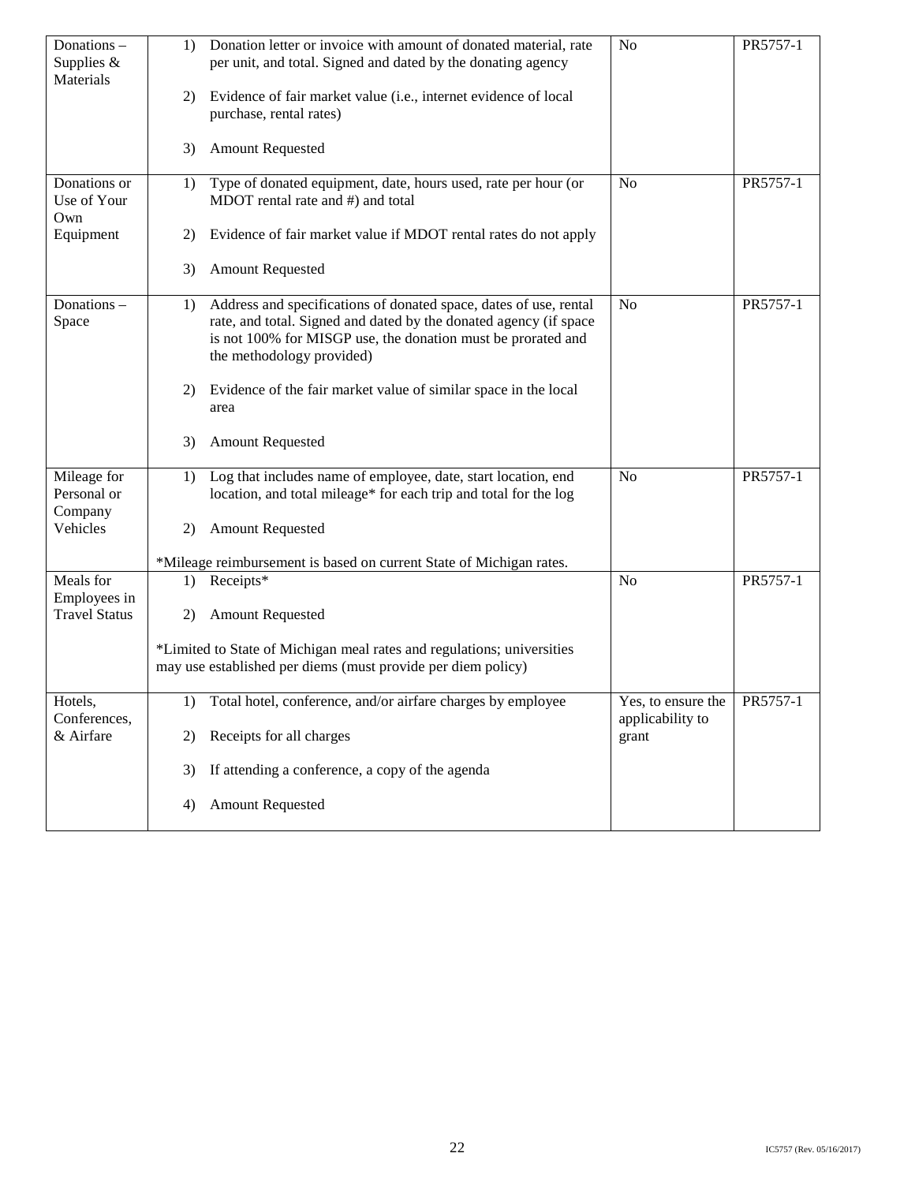| | | | |
|---|---|---|---|
| Donations – Supplies & Materials | 1) Donation letter or invoice with amount of donated material, rate per unit, and total. Signed and dated by the donating agency<br><br>2) Evidence of fair market value (i.e., internet evidence of local purchase, rental rates)<br><br>3) Amount Requested | No | PR5757-1 |
| Donations or Use of Your Own Equipment | 1) Type of donated equipment, date, hours used, rate per hour (or MDOT rental rate and #) and total<br><br>2) Evidence of fair market value if MDOT rental rates do not apply<br><br>3) Amount Requested | No | PR5757-1 |
| Donations – Space | 1) Address and specifications of donated space, dates of use, rental rate, and total. Signed and dated by the donated agency (if space is not 100% for MISGP use, the donation must be prorated and the methodology provided)<br><br>2) Evidence of the fair market value of similar space in the local area<br><br>3) Amount Requested | No | PR5757-1 |
| Mileage for Personal or Company Vehicles | 1) Log that includes name of employee, date, start location, end location, and total mileage* for each trip and total for the log<br><br>2) Amount Requested<br><br>*Mileage reimbursement is based on current State of Michigan rates. | No | PR5757-1 |
| Meals for Employees in Travel Status | 1) Receipts*<br><br>2) Amount Requested<br><br>*Limited to State of Michigan meal rates and regulations; universities may use established per diems (must provide per diem policy) | No | PR5757-1 |
| Hotels, Conferences, & Airfare | 1) Total hotel, conference, and/or airfare charges by employee<br><br>2) Receipts for all charges<br><br>3) If attending a conference, a copy of the agenda<br><br>4) Amount Requested | Yes, to ensure the applicability to grant | PR5757-1 |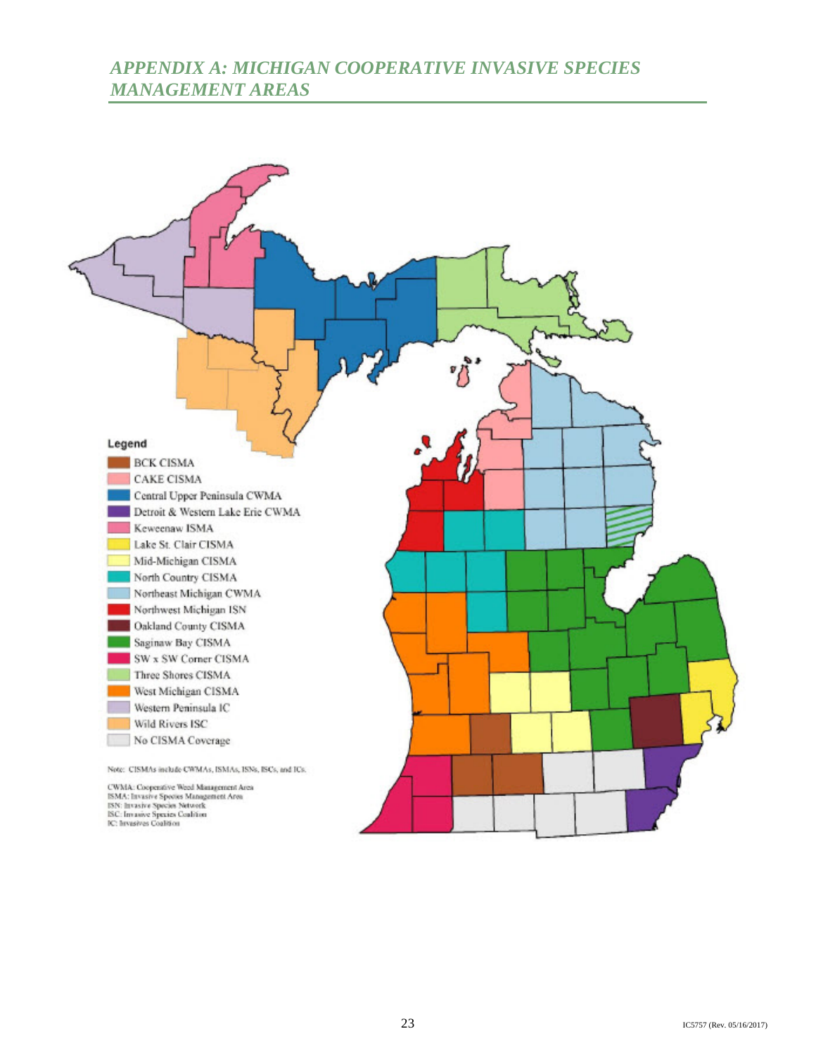## *APPENDIX A: MICHIGAN COOPERATIVE INVASIVE SPECIES MANAGEMENT AREAS*

**Legend**

- BCK CISMA
- CAKE CISMA
- Central Upper Peninsula CWMA
- Detroit & Western Lake Erie CWMA
- Keweenaw ISMA
- Lake St. Clair CISMA
- Mid-Michigan CISMA
- North Country CISMA
- Northeast Michigan CWMA
- Northwest Michigan ISN
- Oakland County CISMA
- Saginaw Bay CISMA
- SW x SW Corner CISMA
- Three Shores CISMA
- West Michigan CISMA
- Western Peninsula IC
- Wild Rivers ISC
- No CISMA Coverage

Note: CISMAs include CWMAs, ISMAs, ISNs, ISCs, and ICs.

CWMA: Cooperative Weed Management Area
ISMA: Invasive Species Management Area
ISN: Invasive Species Network
ISC: Invasive Species Coalition
IC: Invasives Coalition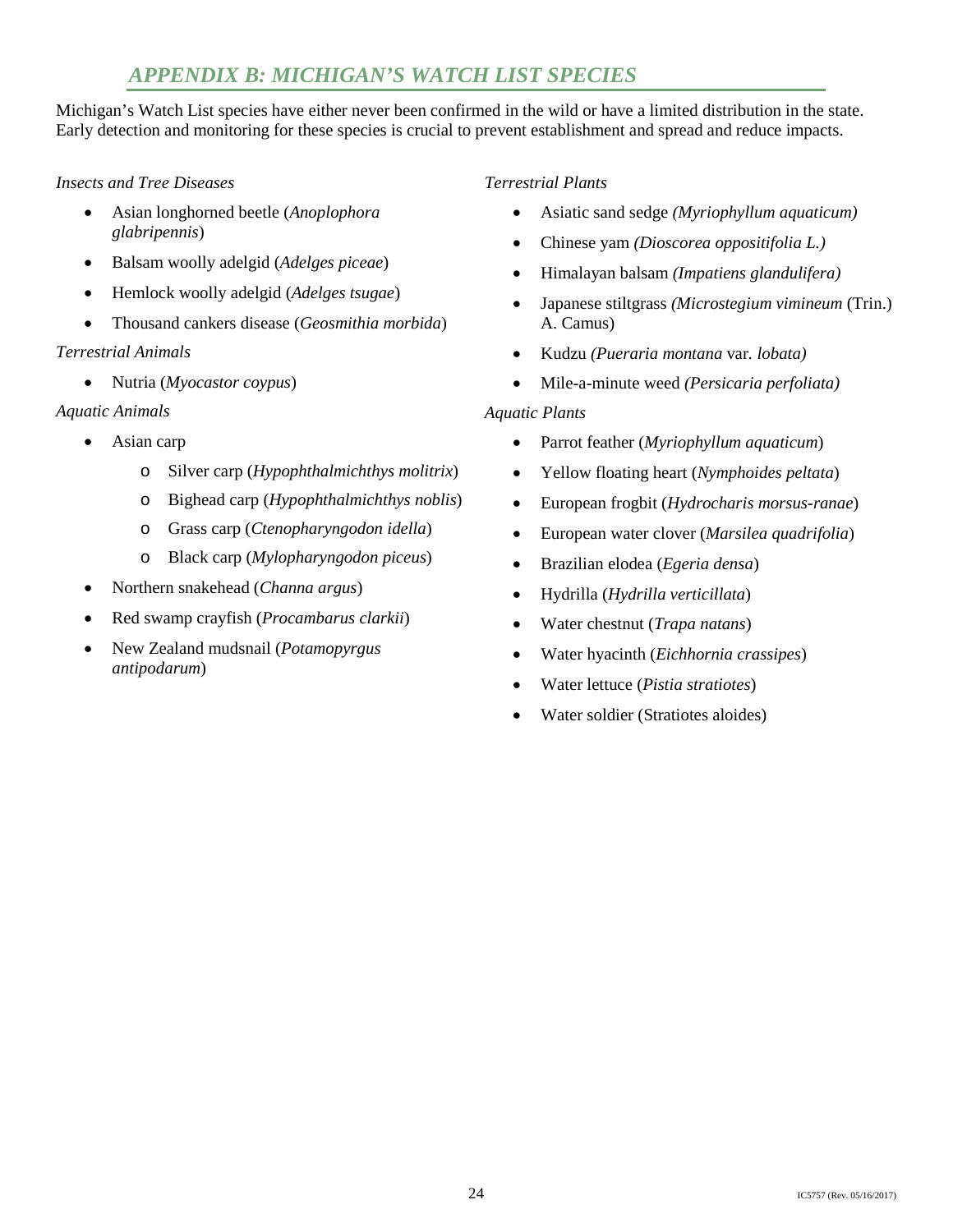## *APPENDIX B: MICHIGAN'S WATCH LIST SPECIES*

Michigan's Watch List species have either never been confirmed in the wild or have a limited distribution in the state. Early detection and monitoring for these species is crucial to prevent establishment and spread and reduce impacts.

*Insects and Tree Diseases*

- Asian longhorned beetle (*Anoplophora glabripennis*)
- Balsam woolly adelgid (*Adelges piceae*)
- Hemlock woolly adelgid (*Adelges tsugae*)
- Thousand cankers disease (*Geosmithia morbida*)

*Terrestrial Animals*

- Nutria (*Myocastor coypus*)

*Aquatic Animals*

- Asian carp
  - Silver carp (*Hypophthalmichthys molitrix*)
  - Bighead carp (*Hypophthalmichthys noblis*)
  - Grass carp (*Ctenopharyngodon idella*)
  - Black carp (*Mylopharyngodon piceus*)
- Northern snakehead (*Channa argus*)
- Red swamp crayfish (*Procambarus clarkii*)
- New Zealand mudsnail (*Potamopyrgus antipodarum*)

*Terrestrial Plants*

- Asiatic sand sedge *(Myriophyllum aquaticum)*
- Chinese yam *(Dioscorea oppositifolia L.)*
- Himalayan balsam *(Impatiens glandulifera)*
- Japanese stiltgrass *(Microstegium vimineum* (Trin.) A. Camus)
- Kudzu *(Pueraria montana* var. *lobata)*
- Mile-a-minute weed *(Persicaria perfoliata)*

*Aquatic Plants*

- Parrot feather (*Myriophyllum aquaticum*)
- Yellow floating heart (*Nymphoides peltata*)
- European frogbit (*Hydrocharis morsus-ranae*)
- European water clover (*Marsilea quadrifolia*)
- Brazilian elodea (*Egeria densa*)
- Hydrilla (*Hydrilla verticillata*)
- Water chestnut (*Trapa natans*)
- Water hyacinth (*Eichhornia crassipes*)
- Water lettuce (*Pistia stratiotes*)
- Water soldier (Stratiotes aloides)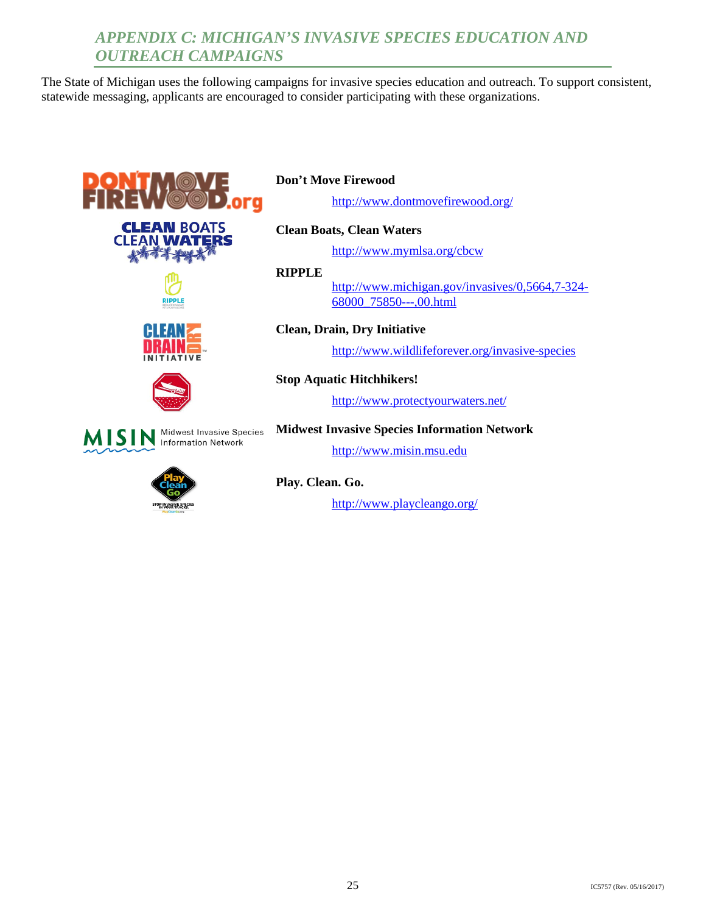## *APPENDIX C: MICHIGAN'S INVASIVE SPECIES EDUCATION AND OUTREACH CAMPAIGNS*

The State of Michigan uses the following campaigns for invasive species education and outreach. To support consistent, statewide messaging, applicants are encouraged to consider participating with these organizations.

**Don't Move Firewood**

http://www.dontmovefirewood.org/

**Clean Boats, Clean Waters**

http://www.mymlsa.org/cbcw

**RIPPLE**

http://www.michigan.gov/invasives/0,5664,7-324-68000_75850---,00.html

**Clean, Drain, Dry Initiative**

http://www.wildlifeforever.org/invasive-species

**Stop Aquatic Hitchhikers!**

http://www.protectyourwaters.net/

**Midwest Invasive Species Information Network**

http://www.misin.msu.edu

**Play. Clean. Go.**

http://www.playcleango.org/

IC5757 (Rev. 05/16/2017)